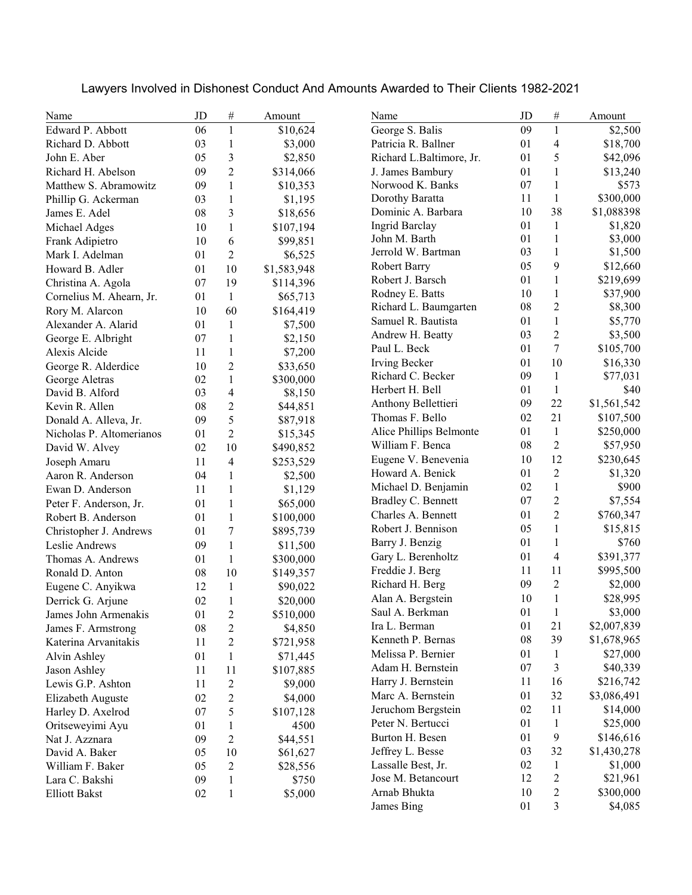# Lawyers Involved in Dishonest Conduct And Amounts Awarded to Their Clients 1982-2021

| Name | JD | # | Amount |
|---|---|---|---|
| Edward P. Abbott | 06 | 1 | $10,624 |
| Richard D. Abbott | 03 | 1 | $3,000 |
| John E. Aber | 05 | 3 | $2,850 |
| Richard H. Abelson | 09 | 2 | $314,066 |
| Matthew S. Abramowitz | 09 | 1 | $10,353 |
| Phillip G. Ackerman | 03 | 1 | $1,195 |
| James E. Adel | 08 | 3 | $18,656 |
| Michael Adges | 10 | 1 | $107,194 |
| Frank Adipietro | 10 | 6 | $99,851 |
| Mark I. Adelman | 01 | 2 | $6,525 |
| Howard B. Adler | 01 | 10 | $1,583,948 |
| Christina A. Agola | 07 | 19 | $114,396 |
| Cornelius M. Ahearn, Jr. | 01 | 1 | $65,713 |
| Rory M. Alarcon | 10 | 60 | $164,419 |
| Alexander A. Alarid | 01 | 1 | $7,500 |
| George E. Albright | 07 | 1 | $2,150 |
| Alexis Alcide | 11 | 1 | $7,200 |
| George R. Alderdice | 10 | 2 | $33,650 |
| George Aletras | 02 | 1 | $300,000 |
| David B. Alford | 03 | 4 | $8,150 |
| Kevin R. Allen | 08 | 2 | $44,851 |
| Donald A. Alleva, Jr. | 09 | 5 | $87,918 |
| Nicholas P. Altomerianos | 01 | 2 | $15,345 |
| David W. Alvey | 02 | 10 | $490,852 |
| Joseph Amaru | 11 | 4 | $253,529 |
| Aaron R. Anderson | 04 | 1 | $2,500 |
| Ewan D. Anderson | 11 | 1 | $1,129 |
| Peter F. Anderson, Jr. | 01 | 1 | $65,000 |
| Robert B. Anderson | 01 | 1 | $100,000 |
| Christopher J. Andrews | 01 | 7 | $895,739 |
| Leslie Andrews | 09 | 1 | $11,500 |
| Thomas A. Andrews | 01 | 1 | $300,000 |
| Ronald D. Anton | 08 | 10 | $149,357 |
| Eugene C. Anyikwa | 12 | 1 | $90,022 |
| Derrick G. Arjune | 02 | 1 | $20,000 |
| James John Armenakis | 01 | 2 | $510,000 |
| James F. Armstrong | 08 | 2 | $4,850 |
| Katerina Arvanitakis | 11 | 2 | $721,958 |
| Alvin Ashley | 01 | 1 | $71,445 |
| Jason Ashley | 11 | 11 | $107,885 |
| Lewis G.P. Ashton | 11 | 2 | $9,000 |
| Elizabeth Auguste | 02 | 2 | $4,000 |
| Harley D. Axelrod | 07 | 5 | $107,128 |
| Oritseweyimi Ayu | 01 | 1 | 4500 |
| Nat J. Azznara | 09 | 2 | $44,551 |
| David A. Baker | 05 | 10 | $61,627 |
| William F. Baker | 05 | 2 | $28,556 |
| Lara C. Bakshi | 09 | 1 | $750 |
| Elliott Bakst | 02 | 1 | $5,000 |
| George S. Balis | 09 | 1 | $2,500 |
| Patricia R. Ballner | 01 | 4 | $18,700 |
| Richard L.Baltimore, Jr. | 01 | 5 | $42,096 |
| J. James Bambury | 01 | 1 | $13,240 |
| Norwood K. Banks | 07 | 1 | $573 |
| Dorothy Baratta | 11 | 1 | $300,000 |
| Dominic A. Barbara | 10 | 38 | $1,088398 |
| Ingrid Barclay | 01 | 1 | $1,820 |
| John M. Barth | 01 | 1 | $3,000 |
| Jerrold W. Bartman | 03 | 1 | $1,500 |
| Robert Barry | 05 | 9 | $12,660 |
| Robert J. Barsch | 01 | 1 | $219,699 |
| Rodney E. Batts | 10 | 1 | $37,900 |
| Richard L. Baumgarten | 08 | 2 | $8,300 |
| Samuel R. Bautista | 01 | 1 | $5,770 |
| Andrew H. Beatty | 03 | 2 | $3,500 |
| Paul L. Beck | 01 | 7 | $105,700 |
| Irving Becker | 01 | 10 | $16,330 |
| Richard C. Becker | 09 | 1 | $77,031 |
| Herbert H. Bell | 01 | 1 | $40 |
| Anthony Bellettieri | 09 | 22 | $1,561,542 |
| Thomas F. Bello | 02 | 21 | $107,500 |
| Alice Phillips Belmonte | 01 | 1 | $250,000 |
| William F. Benca | 08 | 2 | $57,950 |
| Eugene V. Benevenia | 10 | 12 | $230,645 |
| Howard A. Benick | 01 | 2 | $1,320 |
| Michael D. Benjamin | 02 | 1 | $900 |
| Bradley C. Bennett | 07 | 2 | $7,554 |
| Charles A. Bennett | 01 | 2 | $760,347 |
| Robert J. Bennison | 05 | 1 | $15,815 |
| Barry J. Benzig | 01 | 1 | $760 |
| Gary L. Berenholtz | 01 | 4 | $391,377 |
| Freddie J. Berg | 11 | 11 | $995,500 |
| Richard H. Berg | 09 | 2 | $2,000 |
| Alan A. Bergstein | 10 | 1 | $28,995 |
| Saul A. Berkman | 01 | 1 | $3,000 |
| Ira L. Berman | 01 | 21 | $2,007,839 |
| Kenneth P. Bernas | 08 | 39 | $1,678,965 |
| Melissa P. Bernier | 01 | 1 | $27,000 |
| Adam H. Bernstein | 07 | 3 | $40,339 |
| Harry J. Bernstein | 11 | 16 | $216,742 |
| Marc A. Bernstein | 01 | 32 | $3,086,491 |
| Jeruchom Bergstein | 02 | 11 | $14,000 |
| Peter N. Bertucci | 01 | 1 | $25,000 |
| Burton H. Besen | 01 | 9 | $146,616 |
| Jeffrey L. Besse | 03 | 32 | $1,430,278 |
| Lassalle Best, Jr. | 02 | 1 | $1,000 |
| Jose M. Betancourt | 12 | 2 | $21,961 |
| Arnab Bhukta | 10 | 2 | $300,000 |
| James Bing | 01 | 3 | $4,085 |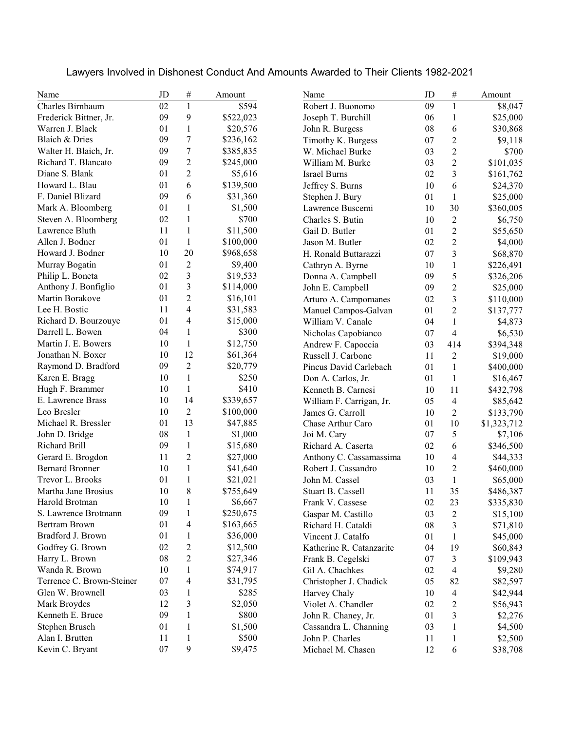Lawyers Involved in Dishonest Conduct And Amounts Awarded to Their Clients 1982-2021

| Name | JD | # | Amount |
|---|---|---|---|
| Charles Birnbaum | 02 | 1 | $594 |
| Frederick Bittner, Jr. | 09 | 9 | $522,023 |
| Warren J. Black | 01 | 1 | $20,576 |
| Blaich & Dries | 09 | 7 | $236,162 |
| Walter H. Blaich, Jr. | 09 | 7 | $385,835 |
| Richard T. Blancato | 09 | 2 | $245,000 |
| Diane S. Blank | 01 | 2 | $5,616 |
| Howard L. Blau | 01 | 6 | $139,500 |
| F. Daniel Blizard | 09 | 6 | $31,360 |
| Mark A. Bloomberg | 01 | 1 | $1,500 |
| Steven A. Bloomberg | 02 | 1 | $700 |
| Lawrence Bluth | 11 | 1 | $11,500 |
| Allen J. Bodner | 01 | 1 | $100,000 |
| Howard J. Bodner | 10 | 20 | $968,658 |
| Murray Bogatin | 01 | 2 | $9,400 |
| Philip L. Boneta | 02 | 3 | $19,533 |
| Anthony J. Bonfiglio | 01 | 3 | $114,000 |
| Martin Borakove | 01 | 2 | $16,101 |
| Lee H. Bostic | 11 | 4 | $31,583 |
| Richard D. Bourzouye | 01 | 4 | $15,000 |
| Darrell L. Bowen | 04 | 1 | $300 |
| Martin J. E. Bowers | 10 | 1 | $12,750 |
| Jonathan N. Boxer | 10 | 12 | $61,364 |
| Raymond D. Bradford | 09 | 2 | $20,779 |
| Karen E. Bragg | 10 | 1 | $250 |
| Hugh F. Brammer | 10 | 1 | $410 |
| E. Lawrence Brass | 10 | 14 | $339,657 |
| Leo Bresler | 10 | 2 | $100,000 |
| Michael R. Bressler | 01 | 13 | $47,885 |
| John D. Bridge | 08 | 1 | $1,000 |
| Richard Brill | 09 | 1 | $15,680 |
| Gerard E. Brogdon | 11 | 2 | $27,000 |
| Bernard Bronner | 10 | 1 | $41,640 |
| Trevor L. Brooks | 01 | 1 | $21,021 |
| Martha Jane Brosius | 10 | 8 | $755,649 |
| Harold Brotman | 10 | 1 | $6,667 |
| S. Lawrence Brotmann | 09 | 1 | $250,675 |
| Bertram Brown | 01 | 4 | $163,665 |
| Bradford J. Brown | 01 | 1 | $36,000 |
| Godfrey G. Brown | 02 | 2 | $12,500 |
| Harry L. Brown | 08 | 2 | $27,346 |
| Wanda R. Brown | 10 | 1 | $74,917 |
| Terrence C. Brown-Steiner | 07 | 4 | $31,795 |
| Glen W. Brownell | 03 | 1 | $285 |
| Mark Broydes | 12 | 3 | $2,050 |
| Kenneth E. Bruce | 09 | 1 | $800 |
| Stephen Brusch | 01 | 1 | $1,500 |
| Alan I. Brutten | 11 | 1 | $500 |
| Kevin C. Bryant | 07 | 9 | $9,475 |
| Robert J. Buonomo | 09 | 1 | $8,047 |
| Joseph T. Burchill | 06 | 1 | $25,000 |
| John R. Burgess | 08 | 6 | $30,868 |
| Timothy K. Burgess | 07 | 2 | $9,118 |
| W. Michael Burke | 03 | 2 | $700 |
| William M. Burke | 03 | 2 | $101,035 |
| Israel Burns | 02 | 3 | $161,762 |
| Jeffrey S. Burns | 10 | 6 | $24,370 |
| Stephen J. Bury | 01 | 1 | $25,000 |
| Lawrence Buscemi | 10 | 30 | $360,005 |
| Charles S. Butin | 10 | 2 | $6,750 |
| Gail D. Butler | 01 | 2 | $55,650 |
| Jason M. Butler | 02 | 2 | $4,000 |
| H. Ronald Buttarazzi | 07 | 3 | $68,870 |
| Cathryn A. Byrne | 10 | 1 | $226,491 |
| Donna A. Campbell | 09 | 5 | $326,206 |
| John E. Campbell | 09 | 2 | $25,000 |
| Arturo A. Campomanes | 02 | 3 | $110,000 |
| Manuel Campos-Galvan | 01 | 2 | $137,777 |
| William V. Canale | 04 | 1 | $4,873 |
| Nicholas Capobianco | 07 | 4 | $6,530 |
| Andrew F. Capoccia | 03 | 414 | $394,348 |
| Russell J. Carbone | 11 | 2 | $19,000 |
| Pincus David Carlebach | 01 | 1 | $400,000 |
| Don A. Carlos, Jr. | 01 | 1 | $16,467 |
| Kenneth B. Carnesi | 10 | 11 | $432,798 |
| William F. Carrigan, Jr. | 05 | 4 | $85,642 |
| James G. Carroll | 10 | 2 | $133,790 |
| Chase Arthur Caro | 01 | 10 | $1,323,712 |
| Joi M. Cary | 07 | 5 | $7,106 |
| Richard A. Caserta | 02 | 6 | $346,500 |
| Anthony C. Cassamassima | 10 | 4 | $44,333 |
| Robert J. Cassandro | 10 | 2 | $460,000 |
| John M. Cassel | 03 | 1 | $65,000 |
| Stuart B. Cassell | 11 | 35 | $486,387 |
| Frank V. Cassese | 02 | 23 | $335,830 |
| Gaspar M. Castillo | 03 | 2 | $15,100 |
| Richard H. Cataldi | 08 | 3 | $71,810 |
| Vincent J. Catalfo | 01 | 1 | $45,000 |
| Katherine R. Catanzarite | 04 | 19 | $60,843 |
| Frank B. Cegelski | 07 | 3 | $109,943 |
| Gil A. Chachkes | 02 | 4 | $9,280 |
| Christopher J. Chadick | 05 | 82 | $82,597 |
| Harvey Chaly | 10 | 4 | $42,944 |
| Violet A. Chandler | 02 | 2 | $56,943 |
| John R. Chaney, Jr. | 01 | 3 | $2,276 |
| Cassandra L. Channing | 03 | 1 | $4,500 |
| John P. Charles | 11 | 1 | $2,500 |
| Michael M. Chasen | 12 | 6 | $38,708 |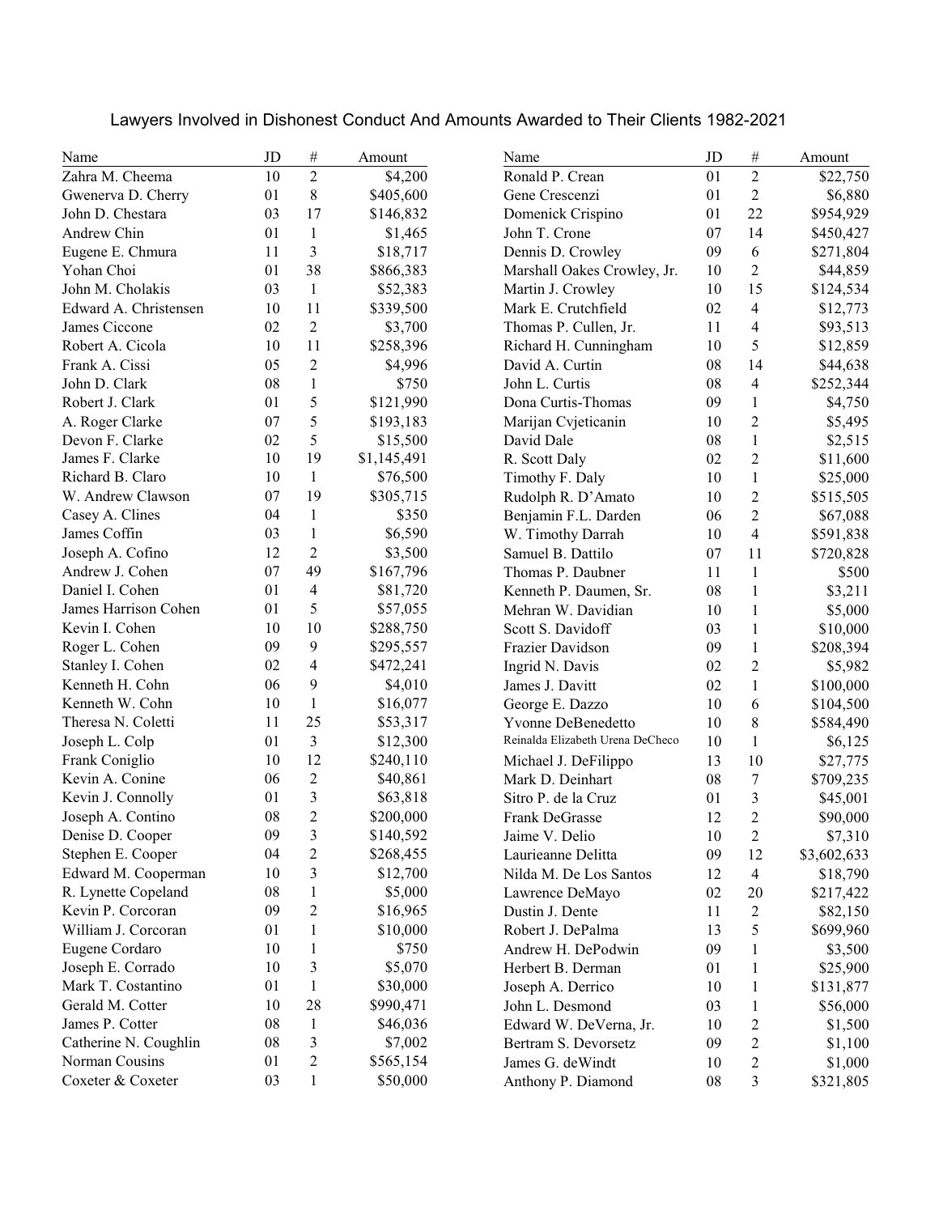# Lawyers Involved in Dishonest Conduct And Amounts Awarded to Their Clients 1982-2021

| Name | JD | # | Amount |
|---|---|---|---|
| Zahra M. Cheema | 10 | 2 | $4,200 |
| Gwenerva D. Cherry | 01 | 8 | $405,600 |
| John D. Chestara | 03 | 17 | $146,832 |
| Andrew Chin | 01 | 1 | $1,465 |
| Eugene E. Chmura | 11 | 3 | $18,717 |
| Yohan Choi | 01 | 38 | $866,383 |
| John M. Cholakis | 03 | 1 | $52,383 |
| Edward A. Christensen | 10 | 11 | $339,500 |
| James Ciccone | 02 | 2 | $3,700 |
| Robert A. Cicola | 10 | 11 | $258,396 |
| Frank A. Cissi | 05 | 2 | $4,996 |
| John D. Clark | 08 | 1 | $750 |
| Robert J. Clark | 01 | 5 | $121,990 |
| A. Roger Clarke | 07 | 5 | $193,183 |
| Devon F. Clarke | 02 | 5 | $15,500 |
| James F. Clarke | 10 | 19 | $1,145,491 |
| Richard B. Claro | 10 | 1 | $76,500 |
| W. Andrew Clawson | 07 | 19 | $305,715 |
| Casey A. Clines | 04 | 1 | $350 |
| James Coffin | 03 | 1 | $6,590 |
| Joseph A. Cofino | 12 | 2 | $3,500 |
| Andrew J. Cohen | 07 | 49 | $167,796 |
| Daniel I. Cohen | 01 | 4 | $81,720 |
| James Harrison Cohen | 01 | 5 | $57,055 |
| Kevin I. Cohen | 10 | 10 | $288,750 |
| Roger L. Cohen | 09 | 9 | $295,557 |
| Stanley I. Cohen | 02 | 4 | $472,241 |
| Kenneth H. Cohn | 06 | 9 | $4,010 |
| Kenneth W. Cohn | 10 | 1 | $16,077 |
| Theresa N. Coletti | 11 | 25 | $53,317 |
| Joseph L. Colp | 01 | 3 | $12,300 |
| Frank Coniglio | 10 | 12 | $240,110 |
| Kevin A. Conine | 06 | 2 | $40,861 |
| Kevin J. Connolly | 01 | 3 | $63,818 |
| Joseph A. Contino | 08 | 2 | $200,000 |
| Denise D. Cooper | 09 | 3 | $140,592 |
| Stephen E. Cooper | 04 | 2 | $268,455 |
| Edward M. Cooperman | 10 | 3 | $12,700 |
| R. Lynette Copeland | 08 | 1 | $5,000 |
| Kevin P. Corcoran | 09 | 2 | $16,965 |
| William J. Corcoran | 01 | 1 | $10,000 |
| Eugene Cordaro | 10 | 1 | $750 |
| Joseph E. Corrado | 10 | 3 | $5,070 |
| Mark T. Costantino | 01 | 1 | $30,000 |
| Gerald M. Cotter | 10 | 28 | $990,471 |
| James P. Cotter | 08 | 1 | $46,036 |
| Catherine N. Coughlin | 08 | 3 | $7,002 |
| Norman Cousins | 01 | 2 | $565,154 |
| Coxeter & Coxeter | 03 | 1 | $50,000 |
| Ronald P. Crean | 01 | 2 | $22,750 |
| Gene Crescenzi | 01 | 2 | $6,880 |
| Domenick Crispino | 01 | 22 | $954,929 |
| John T. Crone | 07 | 14 | $450,427 |
| Dennis D. Crowley | 09 | 6 | $271,804 |
| Marshall Oakes Crowley, Jr. | 10 | 2 | $44,859 |
| Martin J. Crowley | 10 | 15 | $124,534 |
| Mark E. Crutchfield | 02 | 4 | $12,773 |
| Thomas P. Cullen, Jr. | 11 | 4 | $93,513 |
| Richard H. Cunningham | 10 | 5 | $12,859 |
| David A. Curtin | 08 | 14 | $44,638 |
| John L. Curtis | 08 | 4 | $252,344 |
| Dona Curtis-Thomas | 09 | 1 | $4,750 |
| Marijan Cvjeticanin | 10 | 2 | $5,495 |
| David Dale | 08 | 1 | $2,515 |
| R. Scott Daly | 02 | 2 | $11,600 |
| Timothy F. Daly | 10 | 1 | $25,000 |
| Rudolph R. D'Amato | 10 | 2 | $515,505 |
| Benjamin F.L. Darden | 06 | 2 | $67,088 |
| W. Timothy Darrah | 10 | 4 | $591,838 |
| Samuel B. Dattilo | 07 | 11 | $720,828 |
| Thomas P. Daubner | 11 | 1 | $500 |
| Kenneth P. Daumen, Sr. | 08 | 1 | $3,211 |
| Mehran W. Davidian | 10 | 1 | $5,000 |
| Scott S. Davidoff | 03 | 1 | $10,000 |
| Frazier Davidson | 09 | 1 | $208,394 |
| Ingrid N. Davis | 02 | 2 | $5,982 |
| James J. Davitt | 02 | 1 | $100,000 |
| George E. Dazzo | 10 | 6 | $104,500 |
| Yvonne DeBenedetto | 10 | 8 | $584,490 |
| Reinalda Elizabeth Urena DeCheco | 10 | 1 | $6,125 |
| Michael J. DeFilippo | 13 | 10 | $27,775 |
| Mark D. Deinhart | 08 | 7 | $709,235 |
| Sitro P. de la Cruz | 01 | 3 | $45,001 |
| Frank DeGrasse | 12 | 2 | $90,000 |
| Jaime V. Delio | 10 | 2 | $7,310 |
| Laurieanne Delitta | 09 | 12 | $3,602,633 |
| Nilda M. De Los Santos | 12 | 4 | $18,790 |
| Lawrence DeMayo | 02 | 20 | $217,422 |
| Dustin J. Dente | 11 | 2 | $82,150 |
| Robert J. DePalma | 13 | 5 | $699,960 |
| Andrew H. DePodwin | 09 | 1 | $3,500 |
| Herbert B. Derman | 01 | 1 | $25,900 |
| Joseph A. Derrico | 10 | 1 | $131,877 |
| John L. Desmond | 03 | 1 | $56,000 |
| Edward W. DeVerna, Jr. | 10 | 2 | $1,500 |
| Bertram S. Devorsetz | 09 | 2 | $1,100 |
| James G. deWindt | 10 | 2 | $1,000 |
| Anthony P. Diamond | 08 | 3 | $321,805 |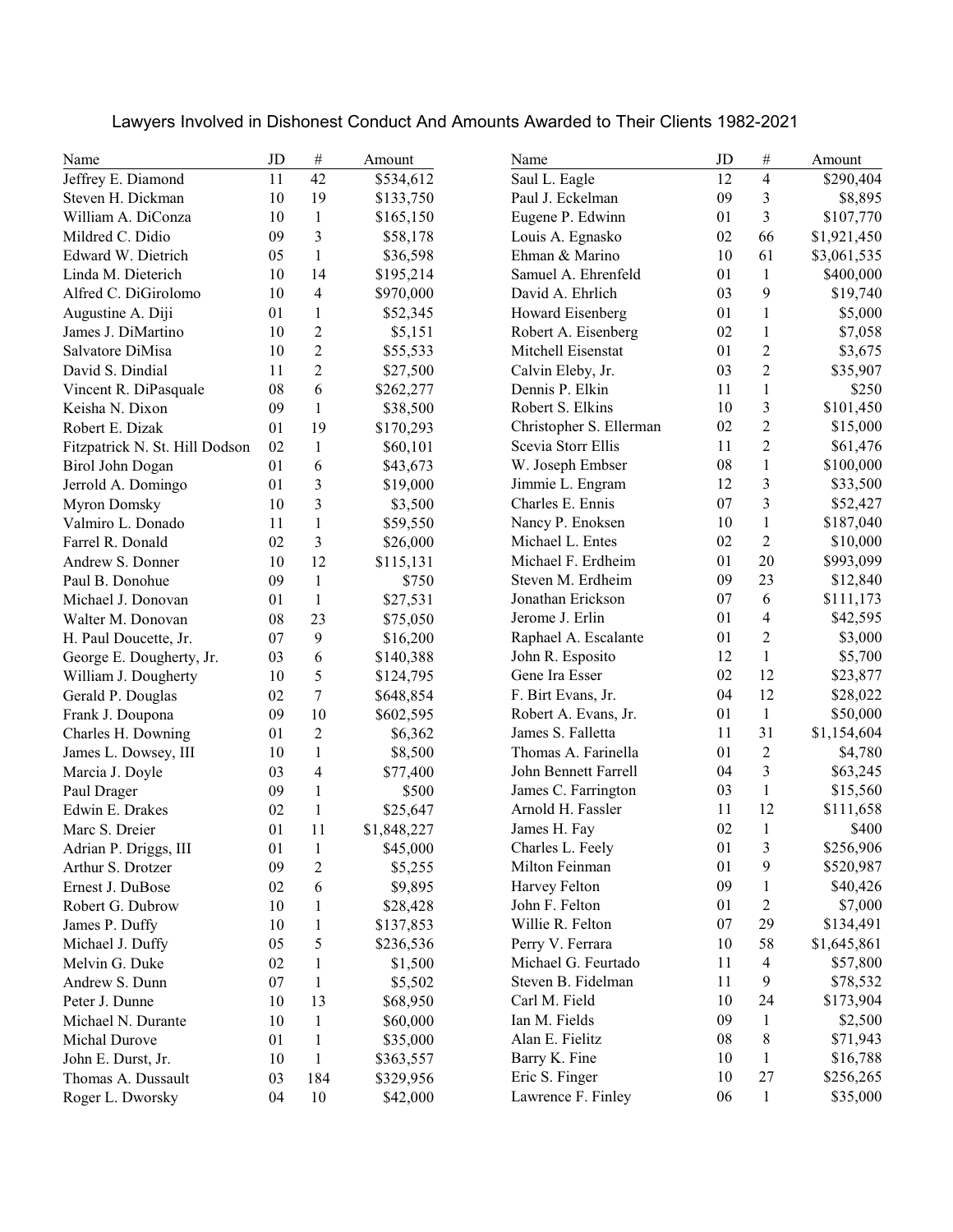# Lawyers Involved in Dishonest Conduct And Amounts Awarded to Their Clients 1982-2021

| Name | JD | # | Amount |
|---|---|---|---|
| Jeffrey E. Diamond | 11 | 42 | $534,612 |
| Steven H. Dickman | 10 | 19 | $133,750 |
| William A. DiConza | 10 | 1 | $165,150 |
| Mildred C. Didio | 09 | 3 | $58,178 |
| Edward W. Dietrich | 05 | 1 | $36,598 |
| Linda M. Dieterich | 10 | 14 | $195,214 |
| Alfred C. DiGirolomo | 10 | 4 | $970,000 |
| Augustine A. Diji | 01 | 1 | $52,345 |
| James J. DiMartino | 10 | 2 | $5,151 |
| Salvatore DiMisa | 10 | 2 | $55,533 |
| David S. Dindial | 11 | 2 | $27,500 |
| Vincent R. DiPasquale | 08 | 6 | $262,277 |
| Keisha N. Dixon | 09 | 1 | $38,500 |
| Robert E. Dizak | 01 | 19 | $170,293 |
| Fitzpatrick N. St. Hill Dodson | 02 | 1 | $60,101 |
| Birol John Dogan | 01 | 6 | $43,673 |
| Jerrold A. Domingo | 01 | 3 | $19,000 |
| Myron Domsky | 10 | 3 | $3,500 |
| Valmiro L. Donado | 11 | 1 | $59,550 |
| Farrel R. Donald | 02 | 3 | $26,000 |
| Andrew S. Donner | 10 | 12 | $115,131 |
| Paul B. Donohue | 09 | 1 | $750 |
| Michael J. Donovan | 01 | 1 | $27,531 |
| Walter M. Donovan | 08 | 23 | $75,050 |
| H. Paul Doucette, Jr. | 07 | 9 | $16,200 |
| George E. Dougherty, Jr. | 03 | 6 | $140,388 |
| William J. Dougherty | 10 | 5 | $124,795 |
| Gerald P. Douglas | 02 | 7 | $648,854 |
| Frank J. Doupona | 09 | 10 | $602,595 |
| Charles H. Downing | 01 | 2 | $6,362 |
| James L. Dowsey, III | 10 | 1 | $8,500 |
| Marcia J. Doyle | 03 | 4 | $77,400 |
| Paul Drager | 09 | 1 | $500 |
| Edwin E. Drakes | 02 | 1 | $25,647 |
| Marc S. Dreier | 01 | 11 | $1,848,227 |
| Adrian P. Driggs, III | 01 | 1 | $45,000 |
| Arthur S. Drotzer | 09 | 2 | $5,255 |
| Ernest J. DuBose | 02 | 6 | $9,895 |
| Robert G. Dubrow | 10 | 1 | $28,428 |
| James P. Duffy | 10 | 1 | $137,853 |
| Michael J. Duffy | 05 | 5 | $236,536 |
| Melvin G. Duke | 02 | 1 | $1,500 |
| Andrew S. Dunn | 07 | 1 | $5,502 |
| Peter J. Dunne | 10 | 13 | $68,950 |
| Michael N. Durante | 10 | 1 | $60,000 |
| Michal Durove | 01 | 1 | $35,000 |
| John E. Durst, Jr. | 10 | 1 | $363,557 |
| Thomas A. Dussault | 03 | 184 | $329,956 |
| Roger L. Dworsky | 04 | 10 | $42,000 |
| Saul L. Eagle | 12 | 4 | $290,404 |
| Paul J. Eckelman | 09 | 3 | $8,895 |
| Eugene P. Edwinn | 01 | 3 | $107,770 |
| Louis A. Egnasko | 02 | 66 | $1,921,450 |
| Ehman & Marino | 10 | 61 | $3,061,535 |
| Samuel A. Ehrenfeld | 01 | 1 | $400,000 |
| David A. Ehrlich | 03 | 9 | $19,740 |
| Howard Eisenberg | 01 | 1 | $5,000 |
| Robert A. Eisenberg | 02 | 1 | $7,058 |
| Mitchell Eisenstat | 01 | 2 | $3,675 |
| Calvin Eleby, Jr. | 03 | 2 | $35,907 |
| Dennis P. Elkin | 11 | 1 | $250 |
| Robert S. Elkins | 10 | 3 | $101,450 |
| Christopher S. Ellerman | 02 | 2 | $15,000 |
| Scevia Storr Ellis | 11 | 2 | $61,476 |
| W. Joseph Embser | 08 | 1 | $100,000 |
| Jimmie L. Engram | 12 | 3 | $33,500 |
| Charles E. Ennis | 07 | 3 | $52,427 |
| Nancy P. Enoksen | 10 | 1 | $187,040 |
| Michael L. Entes | 02 | 2 | $10,000 |
| Michael F. Erdheim | 01 | 20 | $993,099 |
| Steven M. Erdheim | 09 | 23 | $12,840 |
| Jonathan Erickson | 07 | 6 | $111,173 |
| Jerome J. Erlin | 01 | 4 | $42,595 |
| Raphael A. Escalante | 01 | 2 | $3,000 |
| John R. Esposito | 12 | 1 | $5,700 |
| Gene Ira Esser | 02 | 12 | $23,877 |
| F. Birt Evans, Jr. | 04 | 12 | $28,022 |
| Robert A. Evans, Jr. | 01 | 1 | $50,000 |
| James S. Falletta | 11 | 31 | $1,154,604 |
| Thomas A. Farinella | 01 | 2 | $4,780 |
| John Bennett Farrell | 04 | 3 | $63,245 |
| James C. Farrington | 03 | 1 | $15,560 |
| Arnold H. Fassler | 11 | 12 | $111,658 |
| James H. Fay | 02 | 1 | $400 |
| Charles L. Feely | 01 | 3 | $256,906 |
| Milton Feinman | 01 | 9 | $520,987 |
| Harvey Felton | 09 | 1 | $40,426 |
| John F. Felton | 01 | 2 | $7,000 |
| Willie R. Felton | 07 | 29 | $134,491 |
| Perry V. Ferrara | 10 | 58 | $1,645,861 |
| Michael G. Feurtado | 11 | 4 | $57,800 |
| Steven B. Fidelman | 11 | 9 | $78,532 |
| Carl M. Field | 10 | 24 | $173,904 |
| Ian M. Fields | 09 | 1 | $2,500 |
| Alan E. Fielitz | 08 | 8 | $71,943 |
| Barry K. Fine | 10 | 1 | $16,788 |
| Eric S. Finger | 10 | 27 | $256,265 |
| Lawrence F. Finley | 06 | 1 | $35,000 |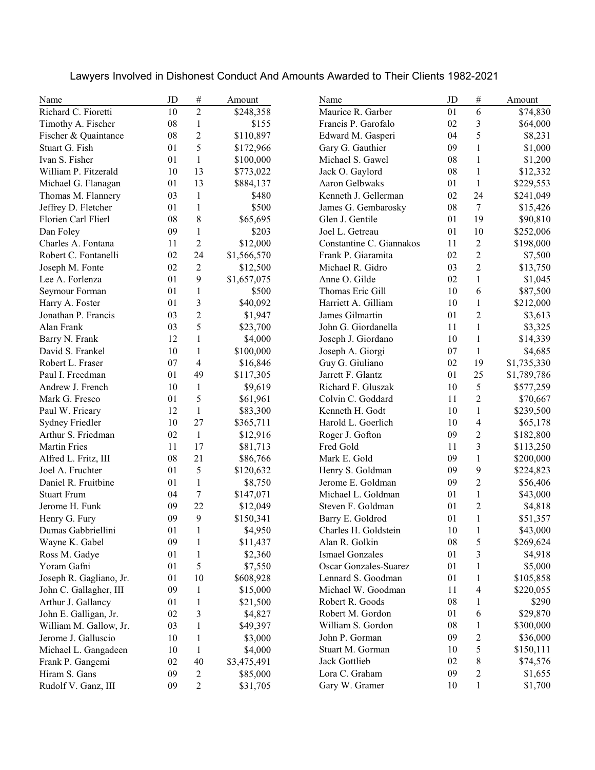# Lawyers Involved in Dishonest Conduct And Amounts Awarded to Their Clients 1982-2021

| Name | JD | # | Amount |
|---|---|---|---|
| Richard C. Fioretti | 10 | 2 | $248,358 |
| Timothy A. Fischer | 08 | 1 | $155 |
| Fischer & Quaintance | 08 | 2 | $110,897 |
| Stuart G. Fish | 01 | 5 | $172,966 |
| Ivan S. Fisher | 01 | 1 | $100,000 |
| William P. Fitzerald | 10 | 13 | $773,022 |
| Michael G. Flanagan | 01 | 13 | $884,137 |
| Thomas M. Flannery | 03 | 1 | $480 |
| Jeffrey D. Fletcher | 01 | 1 | $500 |
| Florien Carl Flierl | 08 | 8 | $65,695 |
| Dan Foley | 09 | 1 | $203 |
| Charles A. Fontana | 11 | 2 | $12,000 |
| Robert C. Fontanelli | 02 | 24 | $1,566,570 |
| Joseph M. Fonte | 02 | 2 | $12,500 |
| Lee A. Forlenza | 01 | 9 | $1,657,075 |
| Seymour Forman | 01 | 1 | $500 |
| Harry A. Foster | 01 | 3 | $40,092 |
| Jonathan P. Francis | 03 | 2 | $1,947 |
| Alan Frank | 03 | 5 | $23,700 |
| Barry N. Frank | 12 | 1 | $4,000 |
| David S. Frankel | 10 | 1 | $100,000 |
| Robert L. Fraser | 07 | 4 | $16,846 |
| Paul I. Freedman | 01 | 49 | $117,305 |
| Andrew J. French | 10 | 1 | $9,619 |
| Mark G. Fresco | 01 | 5 | $61,961 |
| Paul W. Frieary | 12 | 1 | $83,300 |
| Sydney Friedler | 10 | 27 | $365,711 |
| Arthur S. Friedman | 02 | 1 | $12,916 |
| Martin Fries | 11 | 17 | $81,713 |
| Alfred L. Fritz, III | 08 | 21 | $86,766 |
| Joel A. Fruchter | 01 | 5 | $120,632 |
| Daniel R. Fruitbine | 01 | 1 | $8,750 |
| Stuart Frum | 04 | 7 | $147,071 |
| Jerome H. Funk | 09 | 22 | $12,049 |
| Henry G. Fury | 09 | 9 | $150,341 |
| Dumas Gabbriellini | 01 | 1 | $4,950 |
| Wayne K. Gabel | 09 | 1 | $11,437 |
| Ross M. Gadye | 01 | 1 | $2,360 |
| Yoram Gafni | 01 | 5 | $7,550 |
| Joseph R. Gagliano, Jr. | 01 | 10 | $608,928 |
| John C. Gallagher, III | 09 | 1 | $15,000 |
| Arthur J. Gallancy | 01 | 1 | $21,500 |
| John E. Galligan, Jr. | 02 | 3 | $4,827 |
| William M. Gallow, Jr. | 03 | 1 | $49,397 |
| Jerome J. Galluscio | 10 | 1 | $3,000 |
| Michael L. Gangadeen | 10 | 1 | $4,000 |
| Frank P. Gangemi | 02 | 40 | $3,475,491 |
| Hiram S. Gans | 09 | 2 | $85,000 |
| Rudolf V. Ganz, III | 09 | 2 | $31,705 |
| Maurice R. Garber | 01 | 6 | $74,830 |
| Francis P. Garofalo | 02 | 3 | $64,000 |
| Edward M. Gasperi | 04 | 5 | $8,231 |
| Gary G. Gauthier | 09 | 1 | $1,000 |
| Michael S. Gawel | 08 | 1 | $1,200 |
| Jack O. Gaylord | 08 | 1 | $12,332 |
| Aaron Gelbwaks | 01 | 1 | $229,553 |
| Kenneth J. Gellerman | 02 | 24 | $241,049 |
| James G. Gembarosky | 08 | 7 | $15,426 |
| Glen J. Gentile | 01 | 19 | $90,810 |
| Joel L. Getreau | 01 | 10 | $252,006 |
| Constantine C. Giannakos | 11 | 2 | $198,000 |
| Frank P. Giaramita | 02 | 2 | $7,500 |
| Michael R. Gidro | 03 | 2 | $13,750 |
| Anne O. Gilde | 02 | 1 | $1,045 |
| Thomas Eric Gill | 10 | 6 | $87,500 |
| Harriett A. Gilliam | 10 | 1 | $212,000 |
| James Gilmartin | 01 | 2 | $3,613 |
| John G. Giordanella | 11 | 1 | $3,325 |
| Joseph J. Giordano | 10 | 1 | $14,339 |
| Joseph A. Giorgi | 07 | 1 | $4,685 |
| Guy G. Giuliano | 02 | 19 | $1,735,330 |
| Jarrett F. Glantz | 01 | 25 | $1,789,786 |
| Richard F. Gluszak | 10 | 5 | $577,259 |
| Colvin C. Goddard | 11 | 2 | $70,667 |
| Kenneth H. Godt | 10 | 1 | $239,500 |
| Harold L. Goerlich | 10 | 4 | $65,178 |
| Roger J. Gofton | 09 | 2 | $182,800 |
| Fred Gold | 11 | 3 | $113,250 |
| Mark E. Gold | 09 | 1 | $200,000 |
| Henry S. Goldman | 09 | 9 | $224,823 |
| Jerome E. Goldman | 09 | 2 | $56,406 |
| Michael L. Goldman | 01 | 1 | $43,000 |
| Steven F. Goldman | 01 | 2 | $4,818 |
| Barry E. Goldrod | 01 | 1 | $51,357 |
| Charles H. Goldstein | 10 | 1 | $43,000 |
| Alan R. Golkin | 08 | 5 | $269,624 |
| Ismael Gonzales | 01 | 3 | $4,918 |
| Oscar Gonzales-Suarez | 01 | 1 | $5,000 |
| Lennard S. Goodman | 01 | 1 | $105,858 |
| Michael W. Goodman | 11 | 4 | $220,055 |
| Robert R. Goods | 08 | 1 | $290 |
| Robert M. Gordon | 01 | 6 | $29,870 |
| William S. Gordon | 08 | 1 | $300,000 |
| John P. Gorman | 09 | 2 | $36,000 |
| Stuart M. Gorman | 10 | 5 | $150,111 |
| Jack Gottlieb | 02 | 8 | $74,576 |
| Lora C. Graham | 09 | 2 | $1,655 |
| Gary W. Gramer | 10 | 1 | $1,700 |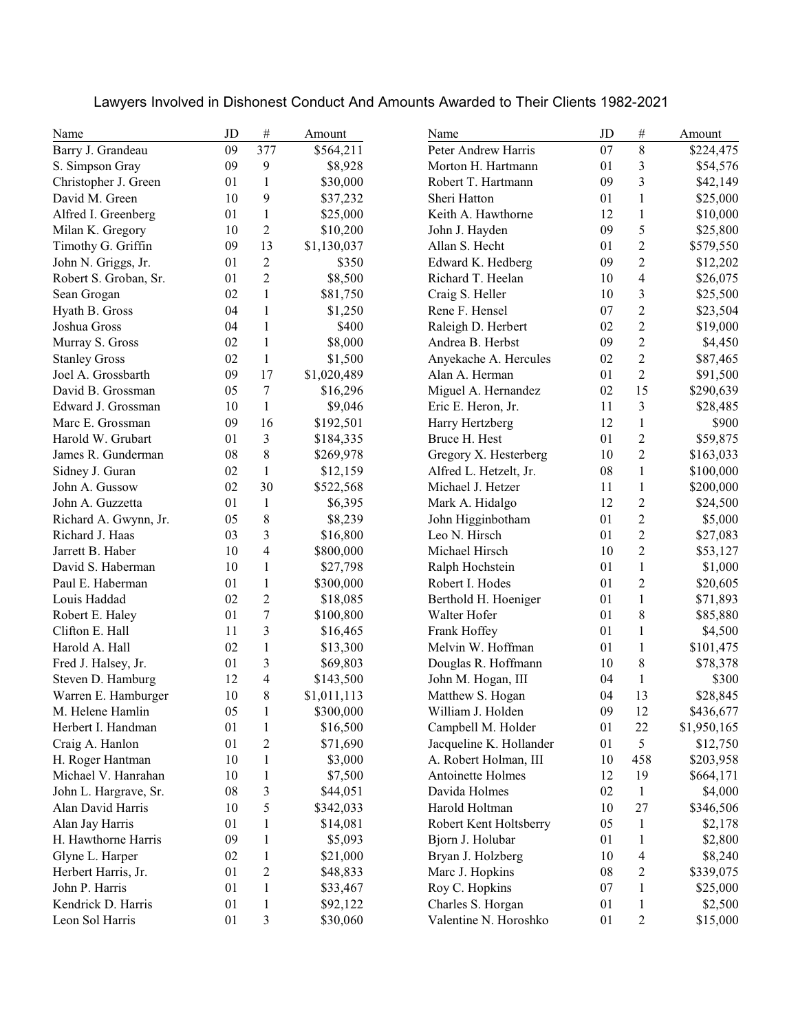# Lawyers Involved in Dishonest Conduct And Amounts Awarded to Their Clients 1982-2021

| Name | JD | # | Amount |
|---|---|---|---|
| Barry J. Grandeau | 09 | 377 | $564,211 |
| S. Simpson Gray | 09 | 9 | $8,928 |
| Christopher J. Green | 01 | 1 | $30,000 |
| David M. Green | 10 | 9 | $37,232 |
| Alfred I. Greenberg | 01 | 1 | $25,000 |
| Milan K. Gregory | 10 | 2 | $10,200 |
| Timothy G. Griffin | 09 | 13 | $1,130,037 |
| John N. Griggs, Jr. | 01 | 2 | $350 |
| Robert S. Groban, Sr. | 01 | 2 | $8,500 |
| Sean Grogan | 02 | 1 | $81,750 |
| Hyath B. Gross | 04 | 1 | $1,250 |
| Joshua Gross | 04 | 1 | $400 |
| Murray S. Gross | 02 | 1 | $8,000 |
| Stanley Gross | 02 | 1 | $1,500 |
| Joel A. Grossbarth | 09 | 17 | $1,020,489 |
| David B. Grossman | 05 | 7 | $16,296 |
| Edward J. Grossman | 10 | 1 | $9,046 |
| Marc E. Grossman | 09 | 16 | $192,501 |
| Harold W. Grubart | 01 | 3 | $184,335 |
| James R. Gunderman | 08 | 8 | $269,978 |
| Sidney J. Guran | 02 | 1 | $12,159 |
| John A. Gussow | 02 | 30 | $522,568 |
| John A. Guzzetta | 01 | 1 | $6,395 |
| Richard A. Gwynn, Jr. | 05 | 8 | $8,239 |
| Richard J. Haas | 03 | 3 | $16,800 |
| Jarrett B. Haber | 10 | 4 | $800,000 |
| David S. Haberman | 10 | 1 | $27,798 |
| Paul E. Haberman | 01 | 1 | $300,000 |
| Louis Haddad | 02 | 2 | $18,085 |
| Robert E. Haley | 01 | 7 | $100,800 |
| Clifton E. Hall | 11 | 3 | $16,465 |
| Harold A. Hall | 02 | 1 | $13,300 |
| Fred J. Halsey, Jr. | 01 | 3 | $69,803 |
| Steven D. Hamburg | 12 | 4 | $143,500 |
| Warren E. Hamburger | 10 | 8 | $1,011,113 |
| M. Helene Hamlin | 05 | 1 | $300,000 |
| Herbert I. Handman | 01 | 1 | $16,500 |
| Craig A. Hanlon | 01 | 2 | $71,690 |
| H. Roger Hantman | 10 | 1 | $3,000 |
| Michael V. Hanrahan | 10 | 1 | $7,500 |
| John L. Hargrave, Sr. | 08 | 3 | $44,051 |
| Alan David Harris | 10 | 5 | $342,033 |
| Alan Jay Harris | 01 | 1 | $14,081 |
| H. Hawthorne Harris | 09 | 1 | $5,093 |
| Glyne L. Harper | 02 | 1 | $21,000 |
| Herbert Harris, Jr. | 01 | 2 | $48,833 |
| John P. Harris | 01 | 1 | $33,467 |
| Kendrick D. Harris | 01 | 1 | $92,122 |
| Leon Sol Harris | 01 | 3 | $30,060 |
| Peter Andrew Harris | 07 | 8 | $224,475 |
| Morton H. Hartmann | 01 | 3 | $54,576 |
| Robert T. Hartmann | 09 | 3 | $42,149 |
| Sheri Hatton | 01 | 1 | $25,000 |
| Keith A. Hawthorne | 12 | 1 | $10,000 |
| John J. Hayden | 09 | 5 | $25,800 |
| Allan S. Hecht | 01 | 2 | $579,550 |
| Edward K. Hedberg | 09 | 2 | $12,202 |
| Richard T. Heelan | 10 | 4 | $26,075 |
| Craig S. Heller | 10 | 3 | $25,500 |
| Rene F. Hensel | 07 | 2 | $23,504 |
| Raleigh D. Herbert | 02 | 2 | $19,000 |
| Andrea B. Herbst | 09 | 2 | $4,450 |
| Anyekache A. Hercules | 02 | 2 | $87,465 |
| Alan A. Herman | 01 | 2 | $91,500 |
| Miguel A. Hernandez | 02 | 15 | $290,639 |
| Eric E. Heron, Jr. | 11 | 3 | $28,485 |
| Harry Hertzberg | 12 | 1 | $900 |
| Bruce H. Hest | 01 | 2 | $59,875 |
| Gregory X. Hesterberg | 10 | 2 | $163,033 |
| Alfred L. Hetzelt, Jr. | 08 | 1 | $100,000 |
| Michael J. Hetzer | 11 | 1 | $200,000 |
| Mark A. Hidalgo | 12 | 2 | $24,500 |
| John Higginbotham | 01 | 2 | $5,000 |
| Leo N. Hirsch | 01 | 2 | $27,083 |
| Michael Hirsch | 10 | 2 | $53,127 |
| Ralph Hochstein | 01 | 1 | $1,000 |
| Robert I. Hodes | 01 | 2 | $20,605 |
| Berthold H. Hoeniger | 01 | 1 | $71,893 |
| Walter Hofer | 01 | 8 | $85,880 |
| Frank Hoffey | 01 | 1 | $4,500 |
| Melvin W. Hoffman | 01 | 1 | $101,475 |
| Douglas R. Hoffmann | 10 | 8 | $78,378 |
| John M. Hogan, III | 04 | 1 | $300 |
| Matthew S. Hogan | 04 | 13 | $28,845 |
| William J. Holden | 09 | 12 | $436,677 |
| Campbell M. Holder | 01 | 22 | $1,950,165 |
| Jacqueline K. Hollander | 01 | 5 | $12,750 |
| A. Robert Holman, III | 10 | 458 | $203,958 |
| Antoinette Holmes | 12 | 19 | $664,171 |
| Davida Holmes | 02 | 1 | $4,000 |
| Harold Holtman | 10 | 27 | $346,506 |
| Robert Kent Holtsberry | 05 | 1 | $2,178 |
| Bjorn J. Holubar | 01 | 1 | $2,800 |
| Bryan J. Holzberg | 10 | 4 | $8,240 |
| Marc J. Hopkins | 08 | 2 | $339,075 |
| Roy C. Hopkins | 07 | 1 | $25,000 |
| Charles S. Horgan | 01 | 1 | $2,500 |
| Valentine N. Horoshko | 01 | 2 | $15,000 |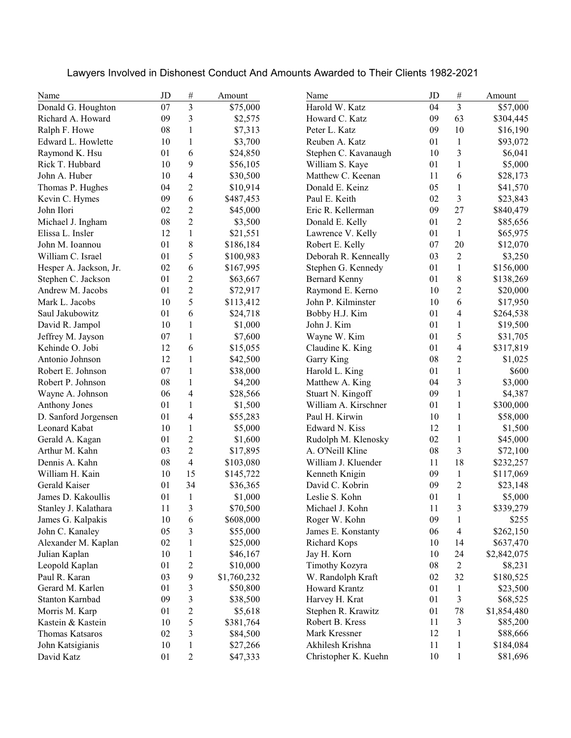# Lawyers Involved in Dishonest Conduct And Amounts Awarded to Their Clients 1982-2021

| Name | JD | # | Amount |
|---|---|---|---|
| Donald G. Houghton | 07 | 3 | $75,000 |
| Richard A. Howard | 09 | 3 | $2,575 |
| Ralph F. Howe | 08 | 1 | $7,313 |
| Edward L. Howlette | 10 | 1 | $3,700 |
| Raymond K. Hsu | 01 | 6 | $24,850 |
| Rick T. Hubbard | 10 | 9 | $56,105 |
| John A. Huber | 10 | 4 | $30,500 |
| Thomas P. Hughes | 04 | 2 | $10,914 |
| Kevin C. Hymes | 09 | 6 | $487,453 |
| John Ilori | 02 | 2 | $45,000 |
| Michael J. Ingham | 08 | 2 | $3,500 |
| Elissa L. Insler | 12 | 1 | $21,551 |
| John M. Ioannou | 01 | 8 | $186,184 |
| William C. Israel | 01 | 5 | $100,983 |
| Hesper A. Jackson, Jr. | 02 | 6 | $167,995 |
| Stephen C. Jackson | 01 | 2 | $63,667 |
| Andrew M. Jacobs | 01 | 2 | $72,917 |
| Mark L. Jacobs | 10 | 5 | $113,412 |
| Saul Jakubowitz | 01 | 6 | $24,718 |
| David R. Jampol | 10 | 1 | $1,000 |
| Jeffrey M. Jayson | 07 | 1 | $7,600 |
| Kehinde O. Jobi | 12 | 6 | $15,055 |
| Antonio Johnson | 12 | 1 | $42,500 |
| Robert E. Johnson | 07 | 1 | $38,000 |
| Robert P. Johnson | 08 | 1 | $4,200 |
| Wayne A. Johnson | 06 | 4 | $28,566 |
| Anthony Jones | 01 | 1 | $1,500 |
| D. Sanford Jorgensen | 01 | 4 | $55,283 |
| Leonard Kabat | 10 | 1 | $5,000 |
| Gerald A. Kagan | 01 | 2 | $1,600 |
| Arthur M. Kahn | 03 | 2 | $17,895 |
| Dennis A. Kahn | 08 | 4 | $103,080 |
| William H. Kain | 10 | 15 | $145,722 |
| Gerald Kaiser | 01 | 34 | $36,365 |
| James D. Kakoullis | 01 | 1 | $1,000 |
| Stanley J. Kalathara | 11 | 3 | $70,500 |
| James G. Kalpakis | 10 | 6 | $608,000 |
| John C. Kanaley | 05 | 3 | $55,000 |
| Alexander M. Kaplan | 02 | 1 | $25,000 |
| Julian Kaplan | 10 | 1 | $46,167 |
| Leopold Kaplan | 01 | 2 | $10,000 |
| Paul R. Karan | 03 | 9 | $1,760,232 |
| Gerard M. Karlen | 01 | 3 | $50,800 |
| Stanton Karnbad | 09 | 3 | $38,500 |
| Morris M. Karp | 01 | 2 | $5,618 |
| Kastein & Kastein | 10 | 5 | $381,764 |
| Thomas Katsaros | 02 | 3 | $84,500 |
| John Katsigianis | 10 | 1 | $27,266 |
| David Katz | 01 | 2 | $47,333 |
| Harold W. Katz | 04 | 3 | $57,000 |
| Howard C. Katz | 09 | 63 | $304,445 |
| Peter L. Katz | 09 | 10 | $16,190 |
| Reuben A. Katz | 01 | 1 | $93,072 |
| Stephen C. Kavanaugh | 10 | 3 | $6,041 |
| William S. Kaye | 01 | 1 | $5,000 |
| Matthew C. Keenan | 11 | 6 | $28,173 |
| Donald E. Keinz | 05 | 1 | $41,570 |
| Paul E. Keith | 02 | 3 | $23,843 |
| Eric R. Kellerman | 09 | 27 | $840,479 |
| Donald E. Kelly | 01 | 2 | $85,656 |
| Lawrence V. Kelly | 01 | 1 | $65,975 |
| Robert E. Kelly | 07 | 20 | $12,070 |
| Deborah R. Kenneally | 03 | 2 | $3,250 |
| Stephen G. Kennedy | 01 | 1 | $156,000 |
| Bernard Kenny | 01 | 8 | $138,269 |
| Raymond E. Kerno | 10 | 2 | $20,000 |
| John P. Kilminster | 10 | 6 | $17,950 |
| Bobby H.J. Kim | 01 | 4 | $264,538 |
| John J. Kim | 01 | 1 | $19,500 |
| Wayne W. Kim | 01 | 5 | $31,705 |
| Claudine K. King | 01 | 4 | $317,819 |
| Garry King | 08 | 2 | $1,025 |
| Harold L. King | 01 | 1 | $600 |
| Matthew A. King | 04 | 3 | $3,000 |
| Stuart N. Kingoff | 09 | 1 | $4,387 |
| William A. Kirschner | 01 | 1 | $300,000 |
| Paul H. Kirwin | 10 | 1 | $58,000 |
| Edward N. Kiss | 12 | 1 | $1,500 |
| Rudolph M. Klenosky | 02 | 1 | $45,000 |
| A. O'Neill Kline | 08 | 3 | $72,100 |
| William J. Kluender | 11 | 18 | $232,257 |
| Kenneth Knigin | 09 | 1 | $117,069 |
| David C. Kobrin | 09 | 2 | $23,148 |
| Leslie S. Kohn | 01 | 1 | $5,000 |
| Michael J. Kohn | 11 | 3 | $339,279 |
| Roger W. Kohn | 09 | 1 | $255 |
| James E. Konstanty | 06 | 4 | $262,150 |
| Richard Kops | 10 | 14 | $637,470 |
| Jay H. Korn | 10 | 24 | $2,842,075 |
| Timothy Kozyra | 08 | 2 | $8,231 |
| W. Randolph Kraft | 02 | 32 | $180,525 |
| Howard Krantz | 01 | 1 | $23,500 |
| Harvey H. Krat | 01 | 3 | $68,525 |
| Stephen R. Krawitz | 01 | 78 | $1,854,480 |
| Robert B. Kress | 11 | 3 | $85,200 |
| Mark Kressner | 12 | 1 | $88,666 |
| Akhilesh Krishna | 11 | 1 | $184,084 |
| Christopher K. Kuehn | 10 | 1 | $81,696 |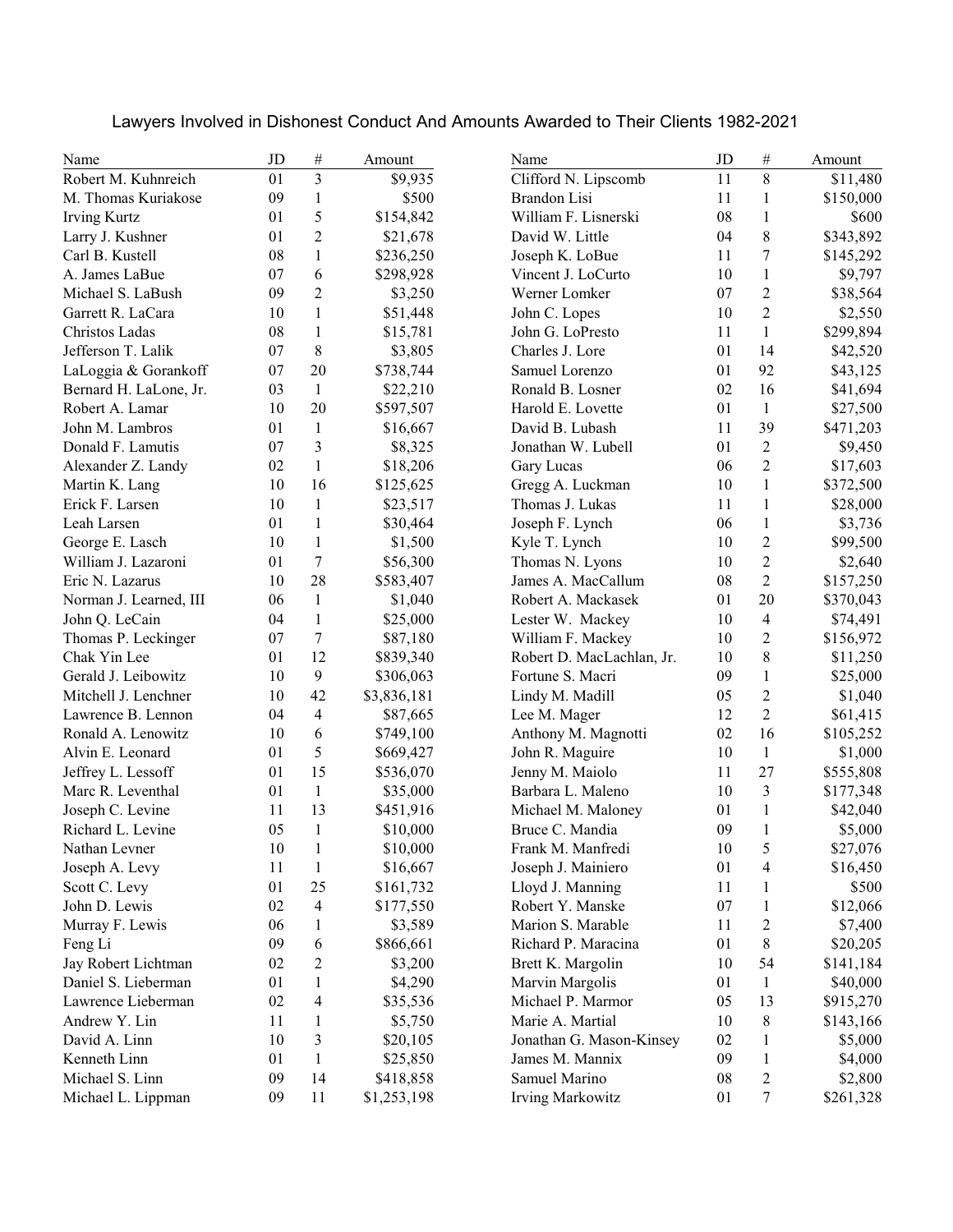# Lawyers Involved in Dishonest Conduct And Amounts Awarded to Their Clients 1982-2021

| Name | JD | # | Amount |
|---|---|---|---|
| Robert M. Kuhnreich | 01 | 3 | $9,935 |
| M. Thomas Kuriakose | 09 | 1 | $500 |
| Irving Kurtz | 01 | 5 | $154,842 |
| Larry J. Kushner | 01 | 2 | $21,678 |
| Carl B. Kustell | 08 | 1 | $236,250 |
| A. James LaBue | 07 | 6 | $298,928 |
| Michael S. LaBush | 09 | 2 | $3,250 |
| Garrett R. LaCara | 10 | 1 | $51,448 |
| Christos Ladas | 08 | 1 | $15,781 |
| Jefferson T. Lalik | 07 | 8 | $3,805 |
| LaLoggia & Gorankoff | 07 | 20 | $738,744 |
| Bernard H. LaLone, Jr. | 03 | 1 | $22,210 |
| Robert A. Lamar | 10 | 20 | $597,507 |
| John M. Lambros | 01 | 1 | $16,667 |
| Donald F. Lamutis | 07 | 3 | $8,325 |
| Alexander Z. Landy | 02 | 1 | $18,206 |
| Martin K. Lang | 10 | 16 | $125,625 |
| Erick F. Larsen | 10 | 1 | $23,517 |
| Leah Larsen | 01 | 1 | $30,464 |
| George E. Lasch | 10 | 1 | $1,500 |
| William J. Lazaroni | 01 | 7 | $56,300 |
| Eric N. Lazarus | 10 | 28 | $583,407 |
| Norman J. Learned, III | 06 | 1 | $1,040 |
| John Q. LeCain | 04 | 1 | $25,000 |
| Thomas P. Leckinger | 07 | 7 | $87,180 |
| Chak Yin Lee | 01 | 12 | $839,340 |
| Gerald J. Leibowitz | 10 | 9 | $306,063 |
| Mitchell J. Lenchner | 10 | 42 | $3,836,181 |
| Lawrence B. Lennon | 04 | 4 | $87,665 |
| Ronald A. Lenowitz | 10 | 6 | $749,100 |
| Alvin E. Leonard | 01 | 5 | $669,427 |
| Jeffrey L. Lessoff | 01 | 15 | $536,070 |
| Marc R. Leventhal | 01 | 1 | $35,000 |
| Joseph C. Levine | 11 | 13 | $451,916 |
| Richard L. Levine | 05 | 1 | $10,000 |
| Nathan Levner | 10 | 1 | $10,000 |
| Joseph A. Levy | 11 | 1 | $16,667 |
| Scott C. Levy | 01 | 25 | $161,732 |
| John D. Lewis | 02 | 4 | $177,550 |
| Murray F. Lewis | 06 | 1 | $3,589 |
| Feng Li | 09 | 6 | $866,661 |
| Jay Robert Lichtman | 02 | 2 | $3,200 |
| Daniel S. Lieberman | 01 | 1 | $4,290 |
| Lawrence Lieberman | 02 | 4 | $35,536 |
| Andrew Y. Lin | 11 | 1 | $5,750 |
| David A. Linn | 10 | 3 | $20,105 |
| Kenneth Linn | 01 | 1 | $25,850 |
| Michael S. Linn | 09 | 14 | $418,858 |
| Michael L. Lippman | 09 | 11 | $1,253,198 |
| Clifford N. Lipscomb | 11 | 8 | $11,480 |
| Brandon Lisi | 11 | 1 | $150,000 |
| William F. Lisnerski | 08 | 1 | $600 |
| David W. Little | 04 | 8 | $343,892 |
| Joseph K. LoBue | 11 | 7 | $145,292 |
| Vincent J. LoCurto | 10 | 1 | $9,797 |
| Werner Lomker | 07 | 2 | $38,564 |
| John C. Lopes | 10 | 2 | $2,550 |
| John G. LoPresto | 11 | 1 | $299,894 |
| Charles J. Lore | 01 | 14 | $42,520 |
| Samuel Lorenzo | 01 | 92 | $43,125 |
| Ronald B. Losner | 02 | 16 | $41,694 |
| Harold E. Lovette | 01 | 1 | $27,500 |
| David B. Lubash | 11 | 39 | $471,203 |
| Jonathan W. Lubell | 01 | 2 | $9,450 |
| Gary Lucas | 06 | 2 | $17,603 |
| Gregg A. Luckman | 10 | 1 | $372,500 |
| Thomas J. Lukas | 11 | 1 | $28,000 |
| Joseph F. Lynch | 06 | 1 | $3,736 |
| Kyle T. Lynch | 10 | 2 | $99,500 |
| Thomas N. Lyons | 10 | 2 | $2,640 |
| James A. MacCallum | 08 | 2 | $157,250 |
| Robert A. Mackasek | 01 | 20 | $370,043 |
| Lester W. Mackey | 10 | 4 | $74,491 |
| William F. Mackey | 10 | 2 | $156,972 |
| Robert D. MacLachlan, Jr. | 10 | 8 | $11,250 |
| Fortune S. Macri | 09 | 1 | $25,000 |
| Lindy M. Madill | 05 | 2 | $1,040 |
| Lee M. Mager | 12 | 2 | $61,415 |
| Anthony M. Magnotti | 02 | 16 | $105,252 |
| John R. Maguire | 10 | 1 | $1,000 |
| Jenny M. Maiolo | 11 | 27 | $555,808 |
| Barbara L. Maleno | 10 | 3 | $177,348 |
| Michael M. Maloney | 01 | 1 | $42,040 |
| Bruce C. Mandia | 09 | 1 | $5,000 |
| Frank M. Manfredi | 10 | 5 | $27,076 |
| Joseph J. Mainiero | 01 | 4 | $16,450 |
| Lloyd J. Manning | 11 | 1 | $500 |
| Robert Y. Manske | 07 | 1 | $12,066 |
| Marion S. Marable | 11 | 2 | $7,400 |
| Richard P. Maracina | 01 | 8 | $20,205 |
| Brett K. Margolin | 10 | 54 | $141,184 |
| Marvin Margolis | 01 | 1 | $40,000 |
| Michael P. Marmor | 05 | 13 | $915,270 |
| Marie A. Martial | 10 | 8 | $143,166 |
| Jonathan G. Mason-Kinsey | 02 | 1 | $5,000 |
| James M. Mannix | 09 | 1 | $4,000 |
| Samuel Marino | 08 | 2 | $2,800 |
| Irving Markowitz | 01 | 7 | $261,328 |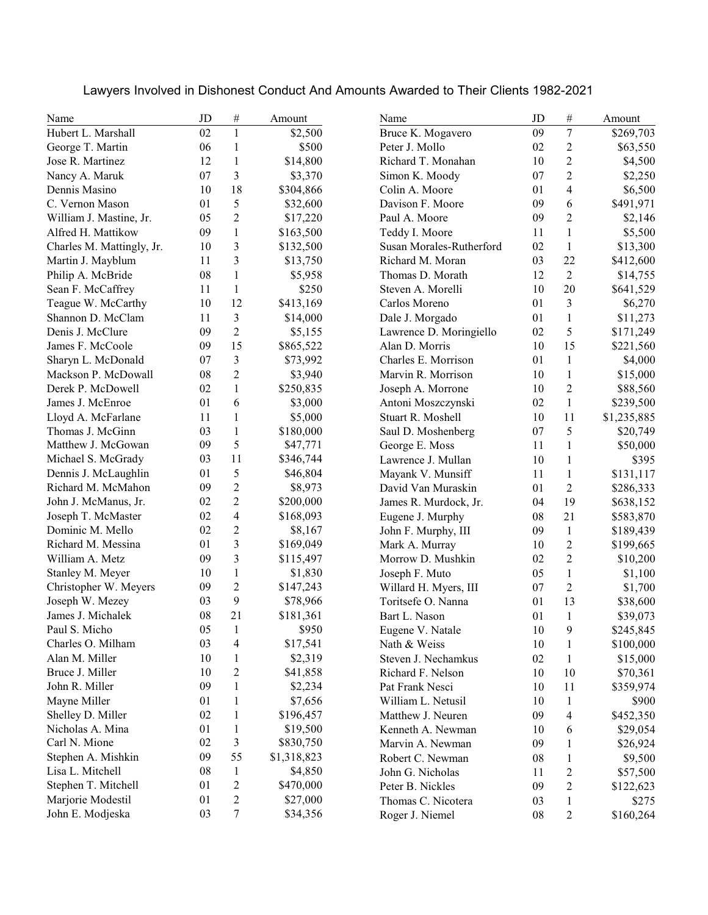# Lawyers Involved in Dishonest Conduct And Amounts Awarded to Their Clients 1982-2021

| Name | JD | # | Amount |
|---|---|---|---|
| Hubert L. Marshall | 02 | 1 | $2,500 |
| George T. Martin | 06 | 1 | $500 |
| Jose R. Martinez | 12 | 1 | $14,800 |
| Nancy A. Maruk | 07 | 3 | $3,370 |
| Dennis Masino | 10 | 18 | $304,866 |
| C. Vernon Mason | 01 | 5 | $32,600 |
| William J. Mastine, Jr. | 05 | 2 | $17,220 |
| Alfred H. Mattikow | 09 | 1 | $163,500 |
| Charles M. Mattingly, Jr. | 10 | 3 | $132,500 |
| Martin J. Mayblum | 11 | 3 | $13,750 |
| Philip A. McBride | 08 | 1 | $5,958 |
| Sean F. McCaffrey | 11 | 1 | $250 |
| Teague W. McCarthy | 10 | 12 | $413,169 |
| Shannon D. McClam | 11 | 3 | $14,000 |
| Denis J. McClure | 09 | 2 | $5,155 |
| James F. McCoole | 09 | 15 | $865,522 |
| Sharyn L. McDonald | 07 | 3 | $73,992 |
| Mackson P. McDowall | 08 | 2 | $3,940 |
| Derek P. McDowell | 02 | 1 | $250,835 |
| James J. McEnroe | 01 | 6 | $3,000 |
| Lloyd A. McFarlane | 11 | 1 | $5,000 |
| Thomas J. McGinn | 03 | 1 | $180,000 |
| Matthew J. McGowan | 09 | 5 | $47,771 |
| Michael S. McGrady | 03 | 11 | $346,744 |
| Dennis J. McLaughlin | 01 | 5 | $46,804 |
| Richard M. McMahon | 09 | 2 | $8,973 |
| John J. McManus, Jr. | 02 | 2 | $200,000 |
| Joseph T. McMaster | 02 | 4 | $168,093 |
| Dominic M. Mello | 02 | 2 | $8,167 |
| Richard M. Messina | 01 | 3 | $169,049 |
| William A. Metz | 09 | 3 | $115,497 |
| Stanley M. Meyer | 10 | 1 | $1,830 |
| Christopher W. Meyers | 09 | 2 | $147,243 |
| Joseph W. Mezey | 03 | 9 | $78,966 |
| James J. Michalek | 08 | 21 | $181,361 |
| Paul S. Micho | 05 | 1 | $950 |
| Charles O. Milham | 03 | 4 | $17,541 |
| Alan M. Miller | 10 | 1 | $2,319 |
| Bruce J. Miller | 10 | 2 | $41,858 |
| John R. Miller | 09 | 1 | $2,234 |
| Mayne Miller | 01 | 1 | $7,656 |
| Shelley D. Miller | 02 | 1 | $196,457 |
| Nicholas A. Mina | 01 | 1 | $19,500 |
| Carl N. Mione | 02 | 3 | $830,750 |
| Stephen A. Mishkin | 09 | 55 | $1,318,823 |
| Lisa L. Mitchell | 08 | 1 | $4,850 |
| Stephen T. Mitchell | 01 | 2 | $470,000 |
| Marjorie Modestil | 01 | 2 | $27,000 |
| John E. Modjeska | 03 | 7 | $34,356 |
| Bruce K. Mogavero | 09 | 7 | $269,703 |
| Peter J. Mollo | 02 | 2 | $63,550 |
| Richard T. Monahan | 10 | 2 | $4,500 |
| Simon K. Moody | 07 | 2 | $2,250 |
| Colin A. Moore | 01 | 4 | $6,500 |
| Davison F. Moore | 09 | 6 | $491,971 |
| Paul A. Moore | 09 | 2 | $2,146 |
| Teddy I. Moore | 11 | 1 | $5,500 |
| Susan Morales-Rutherford | 02 | 1 | $13,300 |
| Richard M. Moran | 03 | 22 | $412,600 |
| Thomas D. Morath | 12 | 2 | $14,755 |
| Steven A. Morelli | 10 | 20 | $641,529 |
| Carlos Moreno | 01 | 3 | $6,270 |
| Dale J. Morgado | 01 | 1 | $11,273 |
| Lawrence D. Moringiello | 02 | 5 | $171,249 |
| Alan D. Morris | 10 | 15 | $221,560 |
| Charles E. Morrison | 01 | 1 | $4,000 |
| Marvin R. Morrison | 10 | 1 | $15,000 |
| Joseph A. Morrone | 10 | 2 | $88,560 |
| Antoni Moszczynski | 02 | 1 | $239,500 |
| Stuart R. Moshell | 10 | 11 | $1,235,885 |
| Saul D. Moshenberg | 07 | 5 | $20,749 |
| George E. Moss | 11 | 1 | $50,000 |
| Lawrence J. Mullan | 10 | 1 | $395 |
| Mayank V. Munsiff | 11 | 1 | $131,117 |
| David Van Muraskin | 01 | 2 | $286,333 |
| James R. Murdock, Jr. | 04 | 19 | $638,152 |
| Eugene J. Murphy | 08 | 21 | $583,870 |
| John F. Murphy, III | 09 | 1 | $189,439 |
| Mark A. Murray | 10 | 2 | $199,665 |
| Morrow D. Mushkin | 02 | 2 | $10,200 |
| Joseph F. Muto | 05 | 1 | $1,100 |
| Willard H. Myers, III | 07 | 2 | $1,700 |
| Toritsefe O. Nanna | 01 | 13 | $38,600 |
| Bart L. Nason | 01 | 1 | $39,073 |
| Eugene V. Natale | 10 | 9 | $245,845 |
| Nath & Weiss | 10 | 1 | $100,000 |
| Steven J. Nechamkus | 02 | 1 | $15,000 |
| Richard F. Nelson | 10 | 10 | $70,361 |
| Pat Frank Nesci | 10 | 11 | $359,974 |
| William L. Netusil | 10 | 1 | $900 |
| Matthew J. Neuren | 09 | 4 | $452,350 |
| Kenneth A. Newman | 10 | 6 | $29,054 |
| Marvin A. Newman | 09 | 1 | $26,924 |
| Robert C. Newman | 08 | 1 | $9,500 |
| John G. Nicholas | 11 | 2 | $57,500 |
| Peter B. Nickles | 09 | 2 | $122,623 |
| Thomas C. Nicotera | 03 | 1 | $275 |
| Roger J. Niemel | 08 | 2 | $160,264 |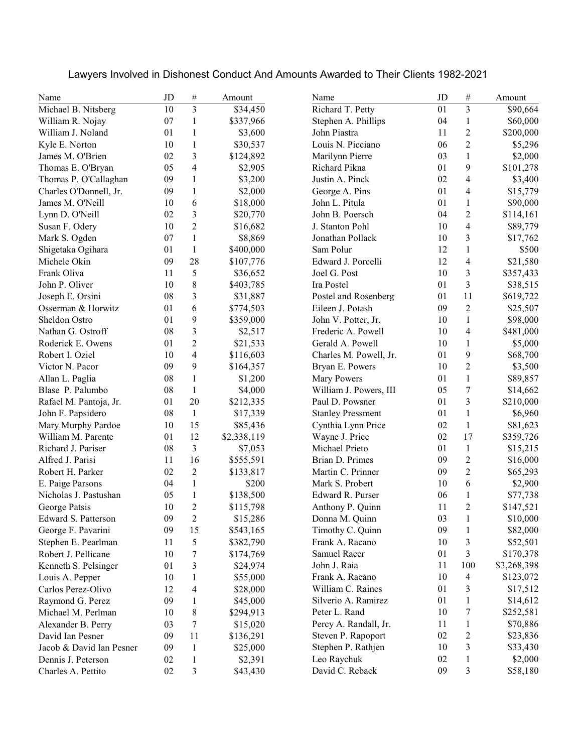# Lawyers Involved in Dishonest Conduct And Amounts Awarded to Their Clients 1982-2021

| Name | JD | # | Amount |
|---|---|---|---|
| Michael B. Nitsberg | 10 | 3 | $34,450 |
| William R. Nojay | 07 | 1 | $337,966 |
| William J. Noland | 01 | 1 | $3,600 |
| Kyle E. Norton | 10 | 1 | $30,537 |
| James M. O'Brien | 02 | 3 | $124,892 |
| Thomas E. O'Bryan | 05 | 4 | $2,905 |
| Thomas P. O'Callaghan | 09 | 1 | $3,200 |
| Charles O'Donnell, Jr. | 09 | 1 | $2,000 |
| James M. O'Neill | 10 | 6 | $18,000 |
| Lynn D. O'Neill | 02 | 3 | $20,770 |
| Susan F. Odery | 10 | 2 | $16,682 |
| Mark S. Ogden | 07 | 1 | $8,869 |
| Shigetaka Ogihara | 01 | 1 | $400,000 |
| Michele Okin | 09 | 28 | $107,776 |
| Frank Oliva | 11 | 5 | $36,652 |
| John P. Oliver | 10 | 8 | $403,785 |
| Joseph E. Orsini | 08 | 3 | $31,887 |
| Osserman & Horwitz | 01 | 6 | $774,503 |
| Sheldon Ostro | 01 | 9 | $359,000 |
| Nathan G. Ostroff | 08 | 3 | $2,517 |
| Roderick E. Owens | 01 | 2 | $21,533 |
| Robert I. Oziel | 10 | 4 | $116,603 |
| Victor N. Pacor | 09 | 9 | $164,357 |
| Allan L. Paglia | 08 | 1 | $1,200 |
| Blase P. Palumbo | 08 | 1 | $4,000 |
| Rafael M. Pantoja, Jr. | 01 | 20 | $212,335 |
| John F. Papsidero | 08 | 1 | $17,339 |
| Mary Murphy Pardoe | 10 | 15 | $85,436 |
| William M. Parente | 01 | 12 | $2,338,119 |
| Richard J. Pariser | 08 | 3 | $7,053 |
| Alfred J. Parisi | 11 | 16 | $555,591 |
| Robert H. Parker | 02 | 2 | $133,817 |
| E. Paige Parsons | 04 | 1 | $200 |
| Nicholas J. Pastushan | 05 | 1 | $138,500 |
| George Patsis | 10 | 2 | $115,798 |
| Edward S. Patterson | 09 | 2 | $15,286 |
| George F. Pavarini | 09 | 15 | $543,165 |
| Stephen E. Pearlman | 11 | 5 | $382,790 |
| Robert J. Pellicane | 10 | 7 | $174,769 |
| Kenneth S. Pelsinger | 01 | 3 | $24,974 |
| Louis A. Pepper | 10 | 1 | $55,000 |
| Carlos Perez-Olivo | 12 | 4 | $28,000 |
| Raymond G. Perez | 09 | 1 | $45,000 |
| Michael M. Perlman | 10 | 8 | $294,913 |
| Alexander B. Perry | 03 | 7 | $15,020 |
| David Ian Pesner | 09 | 11 | $136,291 |
| Jacob & David Ian Pesner | 09 | 1 | $25,000 |
| Dennis J. Peterson | 02 | 1 | $2,391 |
| Charles A. Pettito | 02 | 3 | $43,430 |
| Richard T. Petty | 01 | 3 | $90,664 |
| Stephen A. Phillips | 04 | 1 | $60,000 |
| John Piastra | 11 | 2 | $200,000 |
| Louis N. Picciano | 06 | 2 | $5,296 |
| Marilynn Pierre | 03 | 1 | $2,000 |
| Richard Pikna | 01 | 9 | $101,278 |
| Justin A. Pinck | 02 | 4 | $3,400 |
| George A. Pins | 01 | 4 | $15,779 |
| John L. Pitula | 01 | 1 | $90,000 |
| John B. Poersch | 04 | 2 | $114,161 |
| J. Stanton Pohl | 10 | 4 | $89,779 |
| Jonathan Pollack | 10 | 3 | $17,762 |
| Sam Polur | 12 | 1 | $500 |
| Edward J. Porcelli | 12 | 4 | $21,580 |
| Joel G. Post | 10 | 3 | $357,433 |
| Ira Postel | 01 | 3 | $38,515 |
| Postel and Rosenberg | 01 | 11 | $619,722 |
| Eileen J. Potash | 09 | 2 | $25,507 |
| John V. Potter, Jr. | 10 | 1 | $98,000 |
| Frederic A. Powell | 10 | 4 | $481,000 |
| Gerald A. Powell | 10 | 1 | $5,000 |
| Charles M. Powell, Jr. | 01 | 9 | $68,700 |
| Bryan E. Powers | 10 | 2 | $3,500 |
| Mary Powers | 01 | 1 | $89,857 |
| William J. Powers, III | 05 | 7 | $14,662 |
| Paul D. Powsner | 01 | 3 | $210,000 |
| Stanley Pressment | 01 | 1 | $6,960 |
| Cynthia Lynn Price | 02 | 1 | $81,623 |
| Wayne J. Price | 02 | 17 | $359,726 |
| Michael Prieto | 01 | 1 | $15,215 |
| Brian D. Primes | 09 | 2 | $16,000 |
| Martin C. Prinner | 09 | 2 | $65,293 |
| Mark S. Probert | 10 | 6 | $2,900 |
| Edward R. Purser | 06 | 1 | $77,738 |
| Anthony P. Quinn | 11 | 2 | $147,521 |
| Donna M. Quinn | 03 | 1 | $10,000 |
| Timothy C. Quinn | 09 | 1 | $82,000 |
| Frank A. Racano | 10 | 3 | $52,501 |
| Samuel Racer | 01 | 3 | $170,378 |
| John J. Raia | 11 | 100 | $3,268,398 |
| Frank A. Racano | 10 | 4 | $123,072 |
| William C. Raines | 01 | 3 | $17,512 |
| Silverio A. Ramirez | 01 | 1 | $14,612 |
| Peter L. Rand | 10 | 7 | $252,581 |
| Percy A. Randall, Jr. | 11 | 1 | $70,886 |
| Steven P. Rapoport | 02 | 2 | $23,836 |
| Stephen P. Rathjen | 10 | 3 | $33,430 |
| Leo Raychuk | 02 | 1 | $2,000 |
| David C. Reback | 09 | 3 | $58,180 |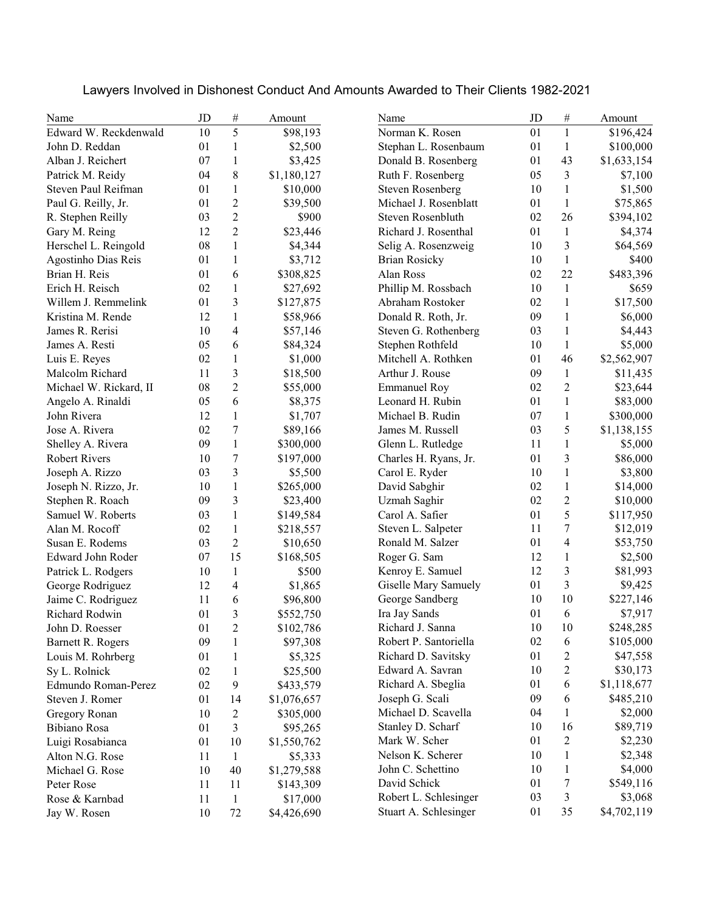# Lawyers Involved in Dishonest Conduct And Amounts Awarded to Their Clients 1982-2021

| Name | JD | # | Amount |
|---|---|---|---|
| Edward W. Reckdenwald | 10 | 5 | $98,193 |
| John D. Reddan | 01 | 1 | $2,500 |
| Alban J. Reichert | 07 | 1 | $3,425 |
| Patrick M. Reidy | 04 | 8 | $1,180,127 |
| Steven Paul Reifman | 01 | 1 | $10,000 |
| Paul G. Reilly, Jr. | 01 | 2 | $39,500 |
| R. Stephen Reilly | 03 | 2 | $900 |
| Gary M. Reing | 12 | 2 | $23,446 |
| Herschel L. Reingold | 08 | 1 | $4,344 |
| Agostinho Dias Reis | 01 | 1 | $3,712 |
| Brian H. Reis | 01 | 6 | $308,825 |
| Erich H. Reisch | 02 | 1 | $27,692 |
| Willem J. Remmelink | 01 | 3 | $127,875 |
| Kristina M. Rende | 12 | 1 | $58,966 |
| James R. Rerisi | 10 | 4 | $57,146 |
| James A. Resti | 05 | 6 | $84,324 |
| Luis E. Reyes | 02 | 1 | $1,000 |
| Malcolm Richard | 11 | 3 | $18,500 |
| Michael W. Rickard, II | 08 | 2 | $55,000 |
| Angelo A. Rinaldi | 05 | 6 | $8,375 |
| John Rivera | 12 | 1 | $1,707 |
| Jose A. Rivera | 02 | 7 | $89,166 |
| Shelley A. Rivera | 09 | 1 | $300,000 |
| Robert Rivers | 10 | 7 | $197,000 |
| Joseph A. Rizzo | 03 | 3 | $5,500 |
| Joseph N. Rizzo, Jr. | 10 | 1 | $265,000 |
| Stephen R. Roach | 09 | 3 | $23,400 |
| Samuel W. Roberts | 03 | 1 | $149,584 |
| Alan M. Rocoff | 02 | 1 | $218,557 |
| Susan E. Rodems | 03 | 2 | $10,650 |
| Edward John Roder | 07 | 15 | $168,505 |
| Patrick L. Rodgers | 10 | 1 | $500 |
| George Rodriguez | 12 | 4 | $1,865 |
| Jaime C. Rodriguez | 11 | 6 | $96,800 |
| Richard Rodwin | 01 | 3 | $552,750 |
| John D. Roesser | 01 | 2 | $102,786 |
| Barnett R. Rogers | 09 | 1 | $97,308 |
| Louis M. Rohrberg | 01 | 1 | $5,325 |
| Sy L. Rolnick | 02 | 1 | $25,500 |
| Edmundo Roman-Perez | 02 | 9 | $433,579 |
| Steven J. Romer | 01 | 14 | $1,076,657 |
| Gregory Ronan | 10 | 2 | $305,000 |
| Bibiano Rosa | 01 | 3 | $95,265 |
| Luigi Rosabianca | 01 | 10 | $1,550,762 |
| Alton N.G. Rose | 11 | 1 | $5,333 |
| Michael G. Rose | 10 | 40 | $1,279,588 |
| Peter Rose | 11 | 11 | $143,309 |
| Rose & Karnbad | 11 | 1 | $17,000 |
| Jay W. Rosen | 10 | 72 | $4,426,690 |
| Norman K. Rosen | 01 | 1 | $196,424 |
| Stephan L. Rosenbaum | 01 | 1 | $100,000 |
| Donald B. Rosenberg | 01 | 43 | $1,633,154 |
| Ruth F. Rosenberg | 05 | 3 | $7,100 |
| Steven Rosenberg | 10 | 1 | $1,500 |
| Michael J. Rosenblatt | 01 | 1 | $75,865 |
| Steven Rosenbluth | 02 | 26 | $394,102 |
| Richard J. Rosenthal | 01 | 1 | $4,374 |
| Selig A. Rosenzweig | 10 | 3 | $64,569 |
| Brian Rosicky | 10 | 1 | $400 |
| Alan Ross | 02 | 22 | $483,396 |
| Phillip M. Rossbach | 10 | 1 | $659 |
| Abraham Rostoker | 02 | 1 | $17,500 |
| Donald R. Roth, Jr. | 09 | 1 | $6,000 |
| Steven G. Rothenberg | 03 | 1 | $4,443 |
| Stephen Rothfeld | 10 | 1 | $5,000 |
| Mitchell A. Rothken | 01 | 46 | $2,562,907 |
| Arthur J. Rouse | 09 | 1 | $11,435 |
| Emmanuel Roy | 02 | 2 | $23,644 |
| Leonard H. Rubin | 01 | 1 | $83,000 |
| Michael B. Rudin | 07 | 1 | $300,000 |
| James M. Russell | 03 | 5 | $1,138,155 |
| Glenn L. Rutledge | 11 | 1 | $5,000 |
| Charles H. Ryans, Jr. | 01 | 3 | $86,000 |
| Carol E. Ryder | 10 | 1 | $3,800 |
| David Sabghir | 02 | 1 | $14,000 |
| Uzmah Saghir | 02 | 2 | $10,000 |
| Carol A. Safier | 01 | 5 | $117,950 |
| Steven L. Salpeter | 11 | 7 | $12,019 |
| Ronald M. Salzer | 01 | 4 | $53,750 |
| Roger G. Sam | 12 | 1 | $2,500 |
| Kenroy E. Samuel | 12 | 3 | $81,993 |
| Giselle Mary Samuely | 01 | 3 | $9,425 |
| George Sandberg | 10 | 10 | $227,146 |
| Ira Jay Sands | 01 | 6 | $7,917 |
| Richard J. Sanna | 10 | 10 | $248,285 |
| Robert P. Santoriella | 02 | 6 | $105,000 |
| Richard D. Savitsky | 01 | 2 | $47,558 |
| Edward A. Savran | 10 | 2 | $30,173 |
| Richard A. Sbeglia | 01 | 6 | $1,118,677 |
| Joseph G. Scali | 09 | 6 | $485,210 |
| Michael D. Scavella | 04 | 1 | $2,000 |
| Stanley D. Scharf | 10 | 16 | $89,719 |
| Mark W. Scher | 01 | 2 | $2,230 |
| Nelson K. Scherer | 10 | 1 | $2,348 |
| John C. Schettino | 10 | 1 | $4,000 |
| David Schick | 01 | 7 | $549,116 |
| Robert L. Schlesinger | 03 | 3 | $3,068 |
| Stuart A. Schlesinger | 01 | 35 | $4,702,119 |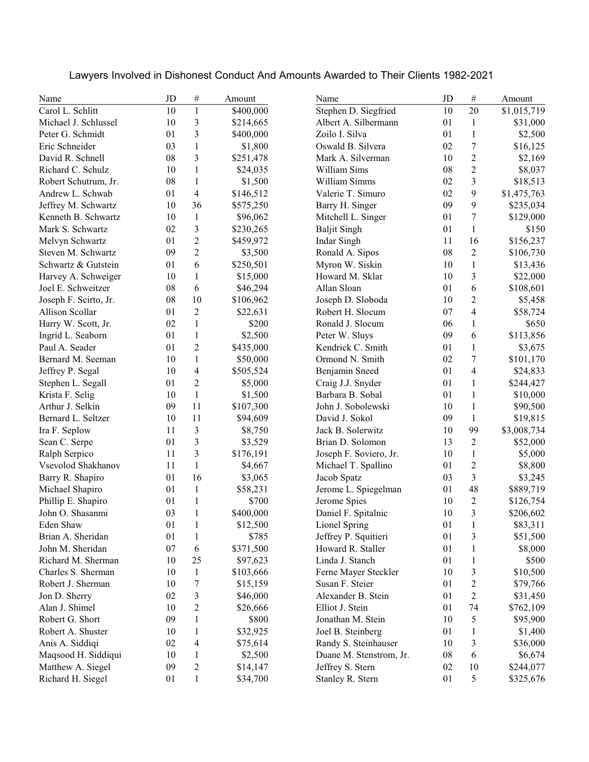# Lawyers Involved in Dishonest Conduct And Amounts Awarded to Their Clients 1982-2021

| Name | JD | # | Amount |
|---|---|---|---|
| Carol L. Schlitt | 10 | 1 | $400,000 |
| Michael J. Schlussel | 10 | 3 | $214,665 |
| Peter G. Schmidt | 01 | 3 | $400,000 |
| Eric Schneider | 03 | 1 | $1,800 |
| David R. Schnell | 08 | 3 | $251,478 |
| Richard C. Schulz | 10 | 1 | $24,035 |
| Robert Schutrum, Jr. | 08 | 1 | $1,500 |
| Andrew L. Schwab | 01 | 4 | $146,512 |
| Jeffrey M. Schwartz | 10 | 36 | $575,250 |
| Kenneth B. Schwartz | 10 | 1 | $96,062 |
| Mark S. Schwartz | 02 | 3 | $230,265 |
| Melvyn Schwartz | 01 | 2 | $459,972 |
| Steven M. Schwartz | 09 | 2 | $3,500 |
| Schwartz & Gutstein | 01 | 6 | $250,501 |
| Harvey A. Schweiger | 10 | 1 | $15,000 |
| Joel E. Schweitzer | 08 | 6 | $46,294 |
| Joseph F. Scirto, Jr. | 08 | 10 | $106,962 |
| Allison Scollar | 01 | 2 | $22,631 |
| Harry W. Scott, Jr. | 02 | 1 | $200 |
| Ingrid L. Seaborn | 01 | 1 | $2,500 |
| Paul A. Seader | 01 | 2 | $435,000 |
| Bernard M. Seeman | 10 | 1 | $50,000 |
| Jeffrey P. Segal | 10 | 4 | $505,524 |
| Stephen L. Segall | 01 | 2 | $5,000 |
| Krista F. Selig | 10 | 1 | $1,500 |
| Arthur J. Selkin | 09 | 11 | $107,300 |
| Bernard L. Seltzer | 10 | 11 | $94,609 |
| Ira F. Seplow | 11 | 3 | $8,750 |
| Sean C. Serpe | 01 | 3 | $3,529 |
| Ralph Serpico | 11 | 3 | $176,191 |
| Vsevolod Shakhanov | 11 | 1 | $4,667 |
| Barry R. Shapiro | 01 | 16 | $3,065 |
| Michael Shapiro | 01 | 1 | $58,231 |
| Phillip E. Shapiro | 01 | 1 | $700 |
| John O. Shasanmi | 03 | 1 | $400,000 |
| Eden Shaw | 01 | 1 | $12,500 |
| Brian A. Sheridan | 01 | 1 | $785 |
| John M. Sheridan | 07 | 6 | $371,500 |
| Richard M. Sherman | 10 | 25 | $97,623 |
| Charles S. Sherman | 10 | 1 | $103,666 |
| Robert J. Sherman | 10 | 7 | $15,159 |
| Jon D. Sherry | 02 | 3 | $46,000 |
| Alan J. Shimel | 10 | 2 | $26,666 |
| Robert G. Short | 09 | 1 | $800 |
| Robert A. Shuster | 10 | 1 | $32,925 |
| Anis A. Siddiqi | 02 | 4 | $75,614 |
| Maqsood H. Siddiqui | 10 | 1 | $2,500 |
| Matthew A. Siegel | 09 | 2 | $14,147 |
| Richard H. Siegel | 01 | 1 | $34,700 |
| Stephen D. Siegfried | 10 | 20 | $1,015,719 |
| Albert A. Silbermann | 01 | 1 | $31,000 |
| Zoilo I. Silva | 01 | 1 | $2,500 |
| Oswald B. Silvera | 02 | 7 | $16,125 |
| Mark A. Silverman | 10 | 2 | $2,169 |
| William Sims | 08 | 2 | $8,037 |
| William Simms | 02 | 3 | $18,513 |
| Valerie T. Simuro | 02 | 9 | $1,475,763 |
| Barry H. Singer | 09 | 9 | $235,034 |
| Mitchell L. Singer | 01 | 7 | $129,000 |
| Baljit Singh | 01 | 1 | $150 |
| Indar Singh | 11 | 16 | $156,237 |
| Ronald A. Sipos | 08 | 2 | $106,730 |
| Myron W. Siskin | 10 | 1 | $13,436 |
| Howard M. Sklar | 10 | 3 | $22,000 |
| Allan Sloan | 01 | 6 | $108,601 |
| Joseph D. Sloboda | 10 | 2 | $5,458 |
| Robert H. Slocum | 07 | 4 | $58,724 |
| Ronald J. Slocum | 06 | 1 | $650 |
| Peter W. Sluys | 09 | 6 | $113,856 |
| Kendrick C. Smith | 01 | 1 | $3,675 |
| Ormond N. Smith | 02 | 7 | $101,170 |
| Benjamin Sneed | 01 | 4 | $24,833 |
| Craig J.J. Snyder | 01 | 1 | $244,427 |
| Barbara B. Sobal | 01 | 1 | $10,000 |
| John J. Sobolewski | 10 | 1 | $90,500 |
| David J. Sokol | 09 | 1 | $19,815 |
| Jack B. Solerwitz | 10 | 99 | $3,008,734 |
| Brian D. Solomon | 13 | 2 | $52,000 |
| Joseph F. Soviero, Jr. | 10 | 1 | $5,000 |
| Michael T. Spallino | 01 | 2 | $8,800 |
| Jacob Spatz | 03 | 3 | $3,245 |
| Jerome L. Spiegelman | 01 | 48 | $889,719 |
| Jerome Spies | 10 | 2 | $126,754 |
| Daniel F. Spitalnic | 10 | 3 | $206,602 |
| Lionel Spring | 01 | 1 | $83,311 |
| Jeffrey P. Squitieri | 01 | 3 | $51,500 |
| Howard R. Staller | 01 | 1 | $8,000 |
| Linda J. Stanch | 01 | 1 | $500 |
| Ferne Mayer Steckler | 10 | 3 | $10,500 |
| Susan F. Steier | 01 | 2 | $79,766 |
| Alexander B. Stein | 01 | 2 | $31,450 |
| Elliot J. Stein | 01 | 74 | $762,109 |
| Jonathan M. Stein | 10 | 5 | $95,900 |
| Joel B. Steinberg | 01 | 1 | $1,400 |
| Randy S. Steinhauser | 10 | 3 | $36,000 |
| Duane M. Stenstrom, Jr. | 08 | 6 | $6,674 |
| Jeffrey S. Stern | 02 | 10 | $244,077 |
| Stanley R. Stern | 01 | 5 | $325,676 |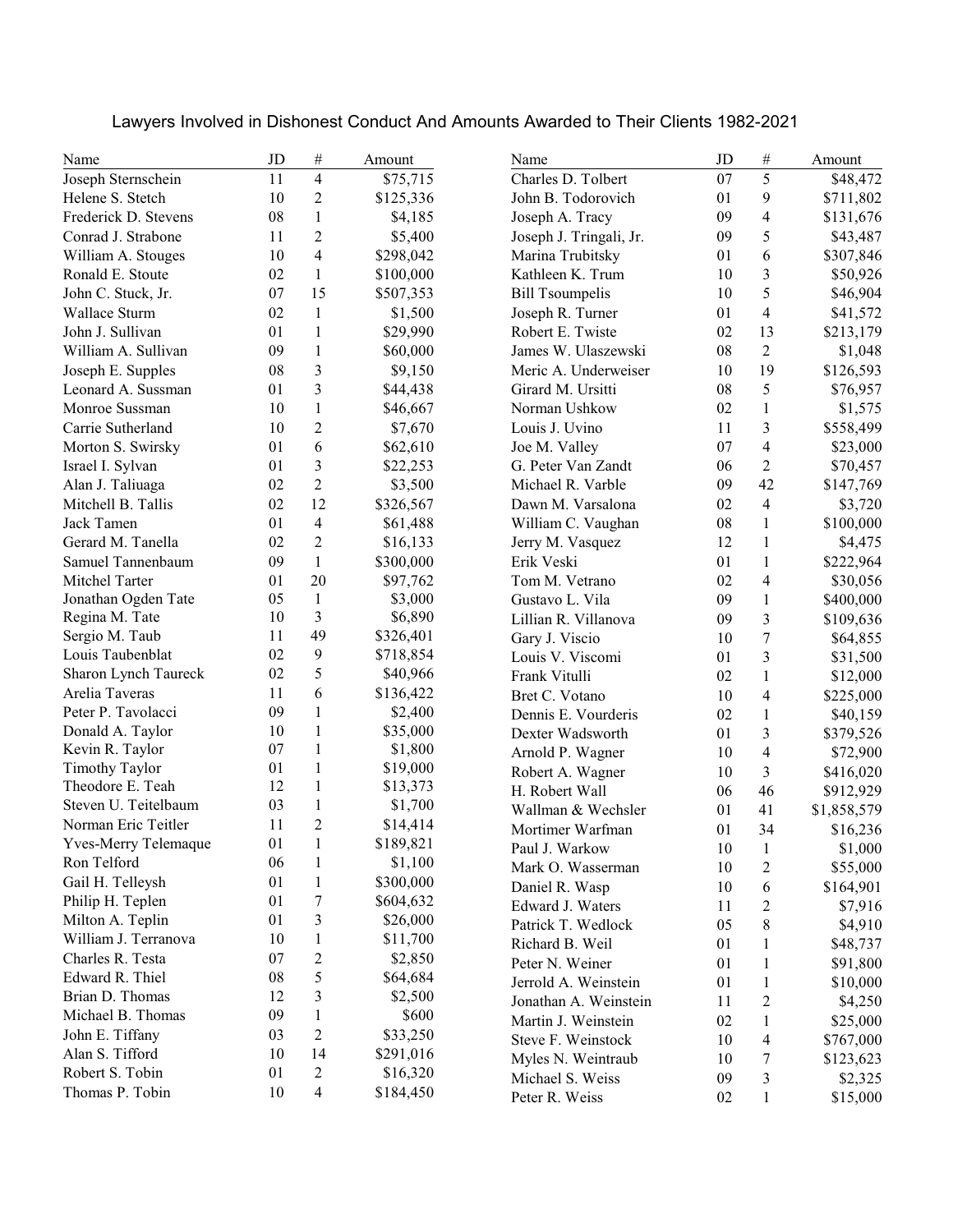# Lawyers Involved in Dishonest Conduct And Amounts Awarded to Their Clients 1982-2021

| Name | JD | # | Amount |
|---|---|---|---|
| Joseph Sternschein | 11 | 4 | $75,715 |
| Helene S. Stetch | 10 | 2 | $125,336 |
| Frederick D. Stevens | 08 | 1 | $4,185 |
| Conrad J. Strabone | 11 | 2 | $5,400 |
| William A. Stouges | 10 | 4 | $298,042 |
| Ronald E. Stoute | 02 | 1 | $100,000 |
| John C. Stuck, Jr. | 07 | 15 | $507,353 |
| Wallace Sturm | 02 | 1 | $1,500 |
| John J. Sullivan | 01 | 1 | $29,990 |
| William A. Sullivan | 09 | 1 | $60,000 |
| Joseph E. Supples | 08 | 3 | $9,150 |
| Leonard A. Sussman | 01 | 3 | $44,438 |
| Monroe Sussman | 10 | 1 | $46,667 |
| Carrie Sutherland | 10 | 2 | $7,670 |
| Morton S. Swirsky | 01 | 6 | $62,610 |
| Israel I. Sylvan | 01 | 3 | $22,253 |
| Alan J. Taliuaga | 02 | 2 | $3,500 |
| Mitchell B. Tallis | 02 | 12 | $326,567 |
| Jack Tamen | 01 | 4 | $61,488 |
| Gerard M. Tanella | 02 | 2 | $16,133 |
| Samuel Tannenbaum | 09 | 1 | $300,000 |
| Mitchel Tarter | 01 | 20 | $97,762 |
| Jonathan Ogden Tate | 05 | 1 | $3,000 |
| Regina M. Tate | 10 | 3 | $6,890 |
| Sergio M. Taub | 11 | 49 | $326,401 |
| Louis Taubenblat | 02 | 9 | $718,854 |
| Sharon Lynch Taureck | 02 | 5 | $40,966 |
| Arelia Taveras | 11 | 6 | $136,422 |
| Peter P. Tavolacci | 09 | 1 | $2,400 |
| Donald A. Taylor | 10 | 1 | $35,000 |
| Kevin R. Taylor | 07 | 1 | $1,800 |
| Timothy Taylor | 01 | 1 | $19,000 |
| Theodore E. Teah | 12 | 1 | $13,373 |
| Steven U. Teitelbaum | 03 | 1 | $1,700 |
| Norman Eric Teitler | 11 | 2 | $14,414 |
| Yves-Merry Telemaque | 01 | 1 | $189,821 |
| Ron Telford | 06 | 1 | $1,100 |
| Gail H. Telleysh | 01 | 1 | $300,000 |
| Philip H. Teplen | 01 | 7 | $604,632 |
| Milton A. Teplin | 01 | 3 | $26,000 |
| William J. Terranova | 10 | 1 | $11,700 |
| Charles R. Testa | 07 | 2 | $2,850 |
| Edward R. Thiel | 08 | 5 | $64,684 |
| Brian D. Thomas | 12 | 3 | $2,500 |
| Michael B. Thomas | 09 | 1 | $600 |
| John E. Tiffany | 03 | 2 | $33,250 |
| Alan S. Tifford | 10 | 14 | $291,016 |
| Robert S. Tobin | 01 | 2 | $16,320 |
| Thomas P. Tobin | 10 | 4 | $184,450 |
| Charles D. Tolbert | 07 | 5 | $48,472 |
| John B. Todorovich | 01 | 9 | $711,802 |
| Joseph A. Tracy | 09 | 4 | $131,676 |
| Joseph J. Tringali, Jr. | 09 | 5 | $43,487 |
| Marina Trubitsky | 01 | 6 | $307,846 |
| Kathleen K. Trum | 10 | 3 | $50,926 |
| Bill Tsoumpelis | 10 | 5 | $46,904 |
| Joseph R. Turner | 01 | 4 | $41,572 |
| Robert E. Twiste | 02 | 13 | $213,179 |
| James W. Ulaszewski | 08 | 2 | $1,048 |
| Meric A. Underweiser | 10 | 19 | $126,593 |
| Girard M. Ursitti | 08 | 5 | $76,957 |
| Norman Ushkow | 02 | 1 | $1,575 |
| Louis J. Uvino | 11 | 3 | $558,499 |
| Joe M. Valley | 07 | 4 | $23,000 |
| G. Peter Van Zandt | 06 | 2 | $70,457 |
| Michael R. Varble | 09 | 42 | $147,769 |
| Dawn M. Varsalona | 02 | 4 | $3,720 |
| William C. Vaughan | 08 | 1 | $100,000 |
| Jerry M. Vasquez | 12 | 1 | $4,475 |
| Erik Veski | 01 | 1 | $222,964 |
| Tom M. Vetrano | 02 | 4 | $30,056 |
| Gustavo L. Vila | 09 | 1 | $400,000 |
| Lillian R. Villanova | 09 | 3 | $109,636 |
| Gary J. Viscio | 10 | 7 | $64,855 |
| Louis V. Viscomi | 01 | 3 | $31,500 |
| Frank Vitulli | 02 | 1 | $12,000 |
| Bret C. Votano | 10 | 4 | $225,000 |
| Dennis E. Vourderis | 02 | 1 | $40,159 |
| Dexter Wadsworth | 01 | 3 | $379,526 |
| Arnold P. Wagner | 10 | 4 | $72,900 |
| Robert A. Wagner | 10 | 3 | $416,020 |
| H. Robert Wall | 06 | 46 | $912,929 |
| Wallman & Wechsler | 01 | 41 | $1,858,579 |
| Mortimer Warfman | 01 | 34 | $16,236 |
| Paul J. Warkow | 10 | 1 | $1,000 |
| Mark O. Wasserman | 10 | 2 | $55,000 |
| Daniel R. Wasp | 10 | 6 | $164,901 |
| Edward J. Waters | 11 | 2 | $7,916 |
| Patrick T. Wedlock | 05 | 8 | $4,910 |
| Richard B. Weil | 01 | 1 | $48,737 |
| Peter N. Weiner | 01 | 1 | $91,800 |
| Jerrold A. Weinstein | 01 | 1 | $10,000 |
| Jonathan A. Weinstein | 11 | 2 | $4,250 |
| Martin J. Weinstein | 02 | 1 | $25,000 |
| Steve F. Weinstock | 10 | 4 | $767,000 |
| Myles N. Weintraub | 10 | 7 | $123,623 |
| Michael S. Weiss | 09 | 3 | $2,325 |
| Peter R. Weiss | 02 | 1 | $15,000 |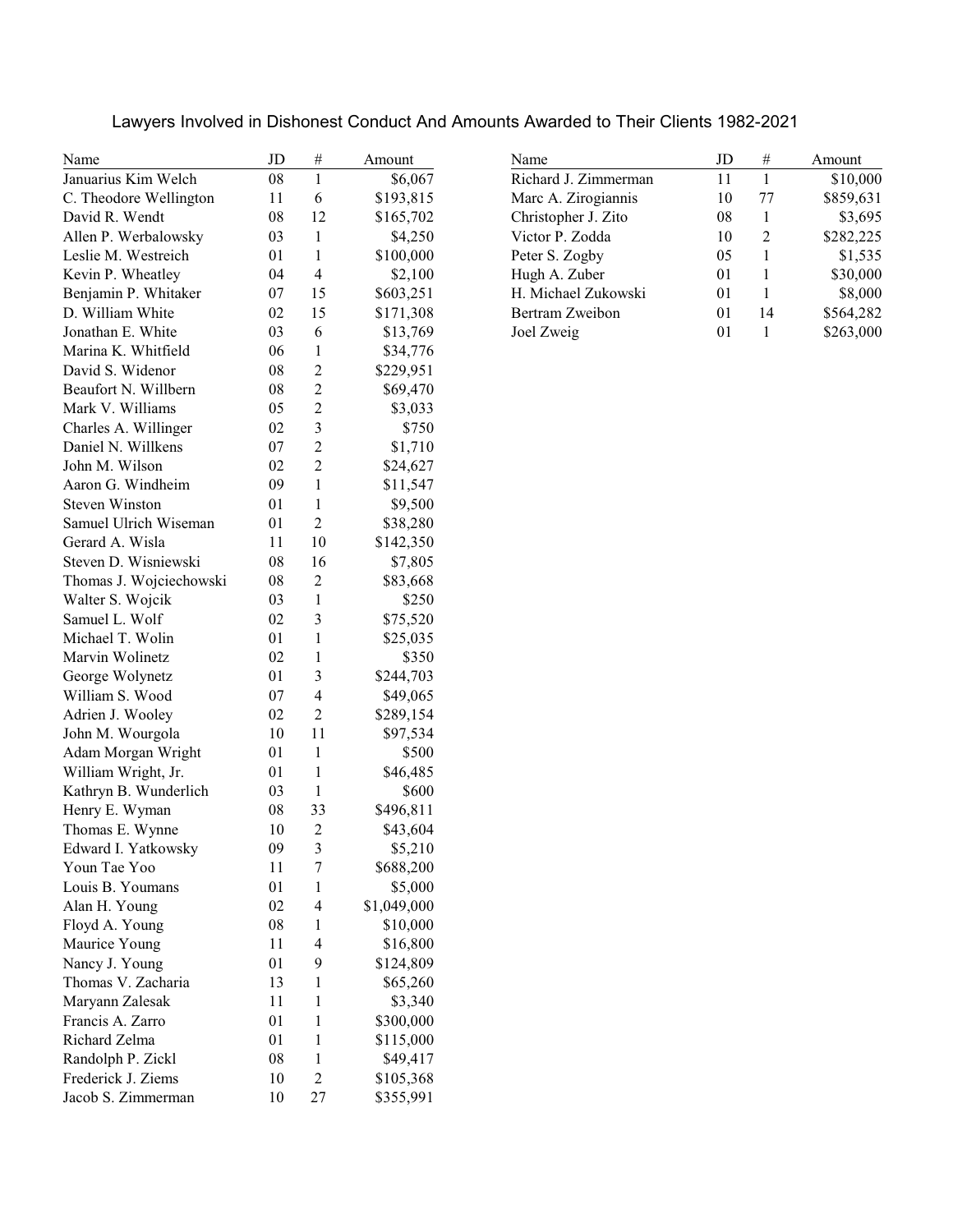## Lawyers Involved in Dishonest Conduct And Amounts Awarded to Their Clients 1982-2021

| Name | JD | # | Amount |
|---|---|---|---|
| Januarius Kim Welch | 08 | 1 | $6,067 |
| C. Theodore Wellington | 11 | 6 | $193,815 |
| David R. Wendt | 08 | 12 | $165,702 |
| Allen P. Werbalowsky | 03 | 1 | $4,250 |
| Leslie M. Westreich | 01 | 1 | $100,000 |
| Kevin P. Wheatley | 04 | 4 | $2,100 |
| Benjamin P. Whitaker | 07 | 15 | $603,251 |
| D. William White | 02 | 15 | $171,308 |
| Jonathan E. White | 03 | 6 | $13,769 |
| Marina K. Whitfield | 06 | 1 | $34,776 |
| David S. Widenor | 08 | 2 | $229,951 |
| Beaufort N. Willbern | 08 | 2 | $69,470 |
| Mark V. Williams | 05 | 2 | $3,033 |
| Charles A. Willinger | 02 | 3 | $750 |
| Daniel N. Willkens | 07 | 2 | $1,710 |
| John M. Wilson | 02 | 2 | $24,627 |
| Aaron G. Windheim | 09 | 1 | $11,547 |
| Steven Winston | 01 | 1 | $9,500 |
| Samuel Ulrich Wiseman | 01 | 2 | $38,280 |
| Gerard A. Wisla | 11 | 10 | $142,350 |
| Steven D. Wisniewski | 08 | 16 | $7,805 |
| Thomas J. Wojciechowski | 08 | 2 | $83,668 |
| Walter S. Wojcik | 03 | 1 | $250 |
| Samuel L. Wolf | 02 | 3 | $75,520 |
| Michael T. Wolin | 01 | 1 | $25,035 |
| Marvin Wolinetz | 02 | 1 | $350 |
| George Wolynetz | 01 | 3 | $244,703 |
| William S. Wood | 07 | 4 | $49,065 |
| Adrien J. Wooley | 02 | 2 | $289,154 |
| John M. Wourgola | 10 | 11 | $97,534 |
| Adam Morgan Wright | 01 | 1 | $500 |
| William Wright, Jr. | 01 | 1 | $46,485 |
| Kathryn B. Wunderlich | 03 | 1 | $600 |
| Henry E. Wyman | 08 | 33 | $496,811 |
| Thomas E. Wynne | 10 | 2 | $43,604 |
| Edward I. Yatkowsky | 09 | 3 | $5,210 |
| Youn Tae Yoo | 11 | 7 | $688,200 |
| Louis B. Youmans | 01 | 1 | $5,000 |
| Alan H. Young | 02 | 4 | $1,049,000 |
| Floyd A. Young | 08 | 1 | $10,000 |
| Maurice Young | 11 | 4 | $16,800 |
| Nancy J. Young | 01 | 9 | $124,809 |
| Thomas V. Zacharia | 13 | 1 | $65,260 |
| Maryann Zalesak | 11 | 1 | $3,340 |
| Francis A. Zarro | 01 | 1 | $300,000 |
| Richard Zelma | 01 | 1 | $115,000 |
| Randolph P. Zickl | 08 | 1 | $49,417 |
| Frederick J. Ziems | 10 | 2 | $105,368 |
| Jacob S. Zimmerman | 10 | 27 | $355,991 |
| Richard J. Zimmerman | 11 | 1 | $10,000 |
| Marc A. Zirogiannis | 10 | 77 | $859,631 |
| Christopher J. Zito | 08 | 1 | $3,695 |
| Victor P. Zodda | 10 | 2 | $282,225 |
| Peter S. Zogby | 05 | 1 | $1,535 |
| Hugh A. Zuber | 01 | 1 | $30,000 |
| H. Michael Zukowski | 01 | 1 | $8,000 |
| Bertram Zweibon | 01 | 14 | $564,282 |
| Joel Zweig | 01 | 1 | $263,000 |